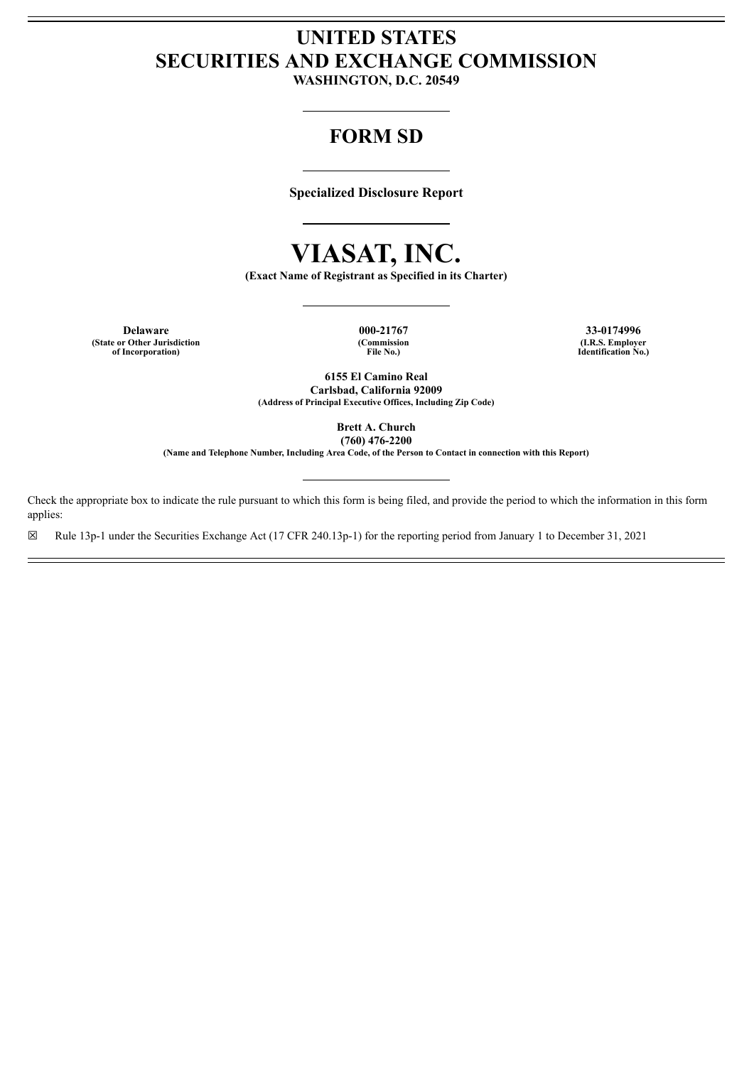# UNITED STATES
# SECURITIES AND EXCHANGE COMMISSION

**WASHINGTON, D.C. 20549**

---

## FORM SD

---

**Specialized Disclosure Report**

---

# VIASAT, INC.

**(Exact Name of Registrant as Specified in its Charter)**

---

| **Delaware** | **000-21767** | **33-0174996** |
|---|---|---|
| **(State or Other Jurisdiction of Incorporation)** | **(Commission File No.)** | **(I.R.S. Employer Identification No.)** |

**6155 El Camino Real**
**Carlsbad, California 92009**
**(Address of Principal Executive Offices, Including Zip Code)**

**Brett A. Church**
**(760) 476-2200**
**(Name and Telephone Number, Including Area Code, of the Person to Contact in connection with this Report)**

---

Check the appropriate box to indicate the rule pursuant to which this form is being filed, and provide the period to which the information in this form applies:

☒ Rule 13p-1 under the Securities Exchange Act (17 CFR 240.13p-1) for the reporting period from January 1 to December 31, 2021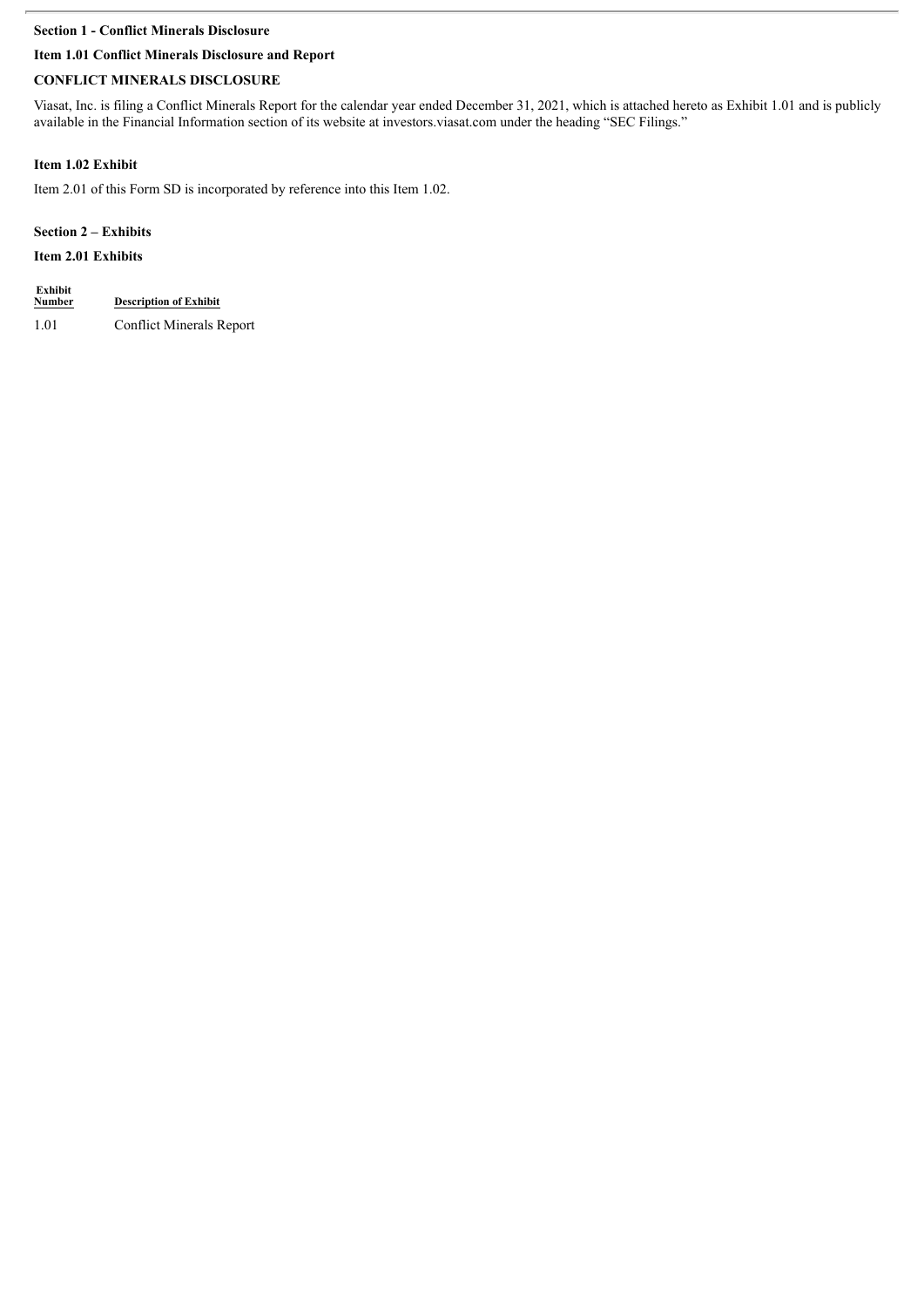**Section 1 - Conflict Minerals Disclosure**

**Item 1.01 Conflict Minerals Disclosure and Report**

**CONFLICT MINERALS DISCLOSURE**

Viasat, Inc. is filing a Conflict Minerals Report for the calendar year ended December 31, 2021, which is attached hereto as Exhibit 1.01 and is publicly available in the Financial Information section of its website at investors.viasat.com under the heading "SEC Filings."

**Item 1.02 Exhibit**

Item 2.01 of this Form SD is incorporated by reference into this Item 1.02.

**Section 2 – Exhibits**

**Item 2.01 Exhibits**

| Exhibit Number | Description of Exhibit |
| --- | --- |
| 1.01 | Conflict Minerals Report |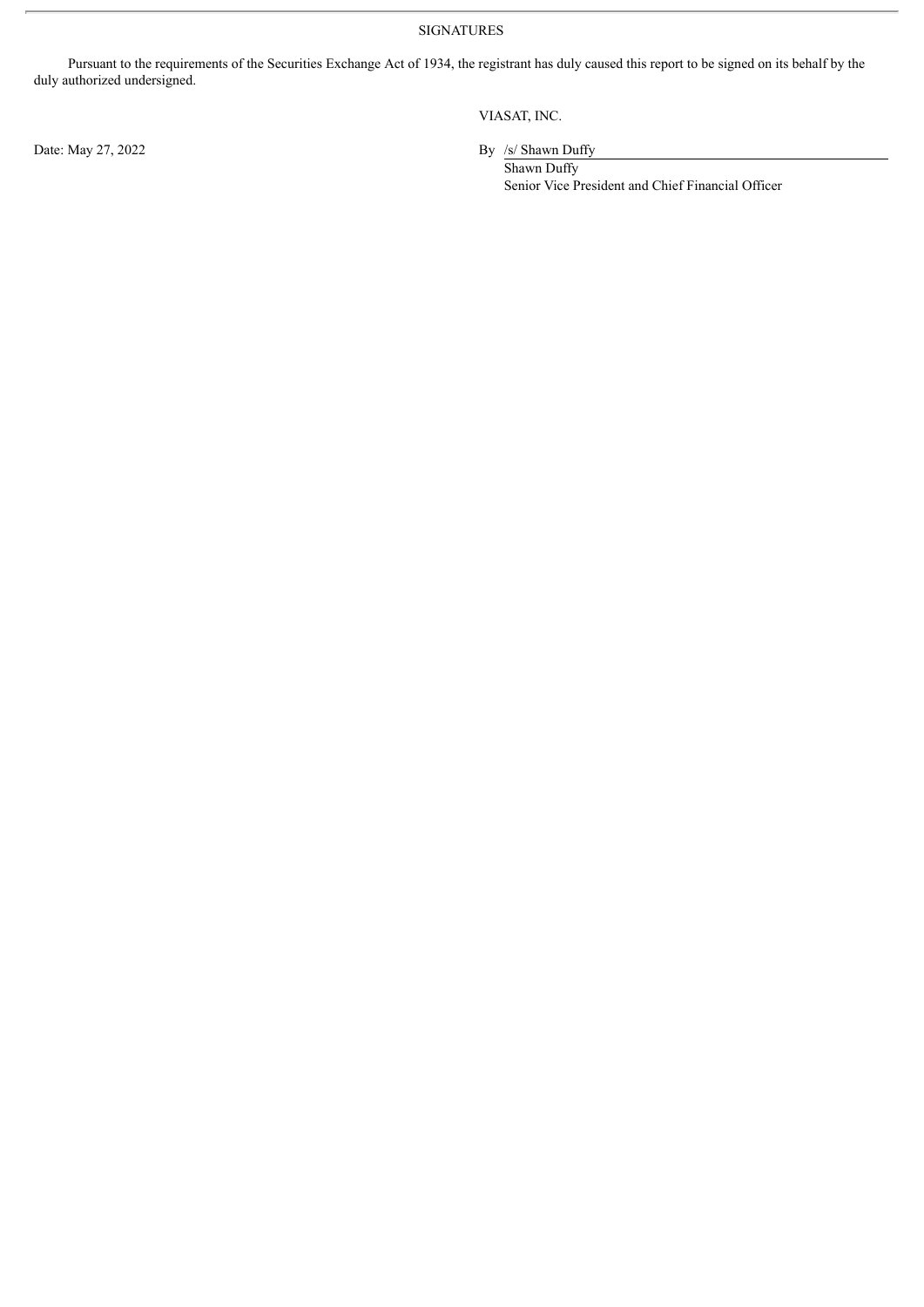SIGNATURES

Pursuant to the requirements of the Securities Exchange Act of 1934, the registrant has duly caused this report to be signed on its behalf by the duly authorized undersigned.

VIASAT, INC.

Date: May 27, 2022

By /s/ Shawn Duffy

Shawn Duffy

Senior Vice President and Chief Financial Officer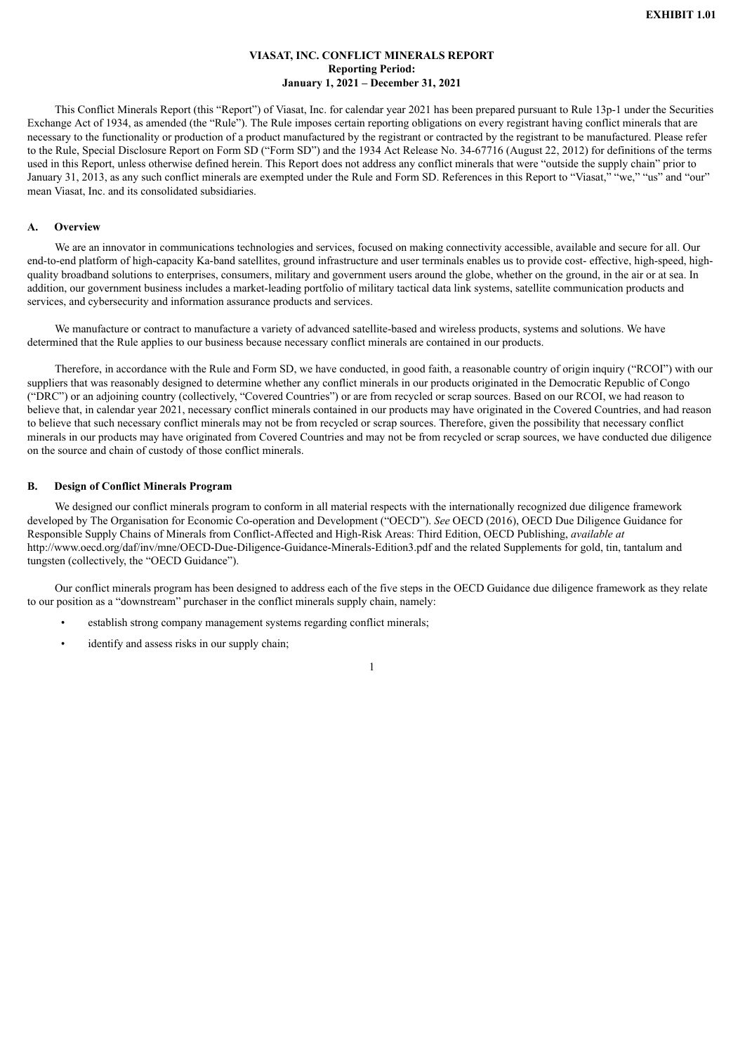**EXHIBIT 1.01**

**VIASAT, INC. CONFLICT MINERALS REPORT**
**Reporting Period:**
**January 1, 2021 – December 31, 2021**

This Conflict Minerals Report (this "Report") of Viasat, Inc. for calendar year 2021 has been prepared pursuant to Rule 13p-1 under the Securities Exchange Act of 1934, as amended (the "Rule"). The Rule imposes certain reporting obligations on every registrant having conflict minerals that are necessary to the functionality or production of a product manufactured by the registrant or contracted by the registrant to be manufactured. Please refer to the Rule, Special Disclosure Report on Form SD ("Form SD") and the 1934 Act Release No. 34-67716 (August 22, 2012) for definitions of the terms used in this Report, unless otherwise defined herein. This Report does not address any conflict minerals that were "outside the supply chain" prior to January 31, 2013, as any such conflict minerals are exempted under the Rule and Form SD. References in this Report to "Viasat," "we," "us" and "our" mean Viasat, Inc. and its consolidated subsidiaries.

## A. Overview

We are an innovator in communications technologies and services, focused on making connectivity accessible, available and secure for all. Our end-to-end platform of high-capacity Ka-band satellites, ground infrastructure and user terminals enables us to provide cost- effective, high-speed, high-quality broadband solutions to enterprises, consumers, military and government users around the globe, whether on the ground, in the air or at sea. In addition, our government business includes a market-leading portfolio of military tactical data link systems, satellite communication products and services, and cybersecurity and information assurance products and services.

We manufacture or contract to manufacture a variety of advanced satellite-based and wireless products, systems and solutions. We have determined that the Rule applies to our business because necessary conflict minerals are contained in our products.

Therefore, in accordance with the Rule and Form SD, we have conducted, in good faith, a reasonable country of origin inquiry ("RCOI") with our suppliers that was reasonably designed to determine whether any conflict minerals in our products originated in the Democratic Republic of Congo ("DRC") or an adjoining country (collectively, "Covered Countries") or are from recycled or scrap sources. Based on our RCOI, we had reason to believe that, in calendar year 2021, necessary conflict minerals contained in our products may have originated in the Covered Countries, and had reason to believe that such necessary conflict minerals may not be from recycled or scrap sources. Therefore, given the possibility that necessary conflict minerals in our products may have originated from Covered Countries and may not be from recycled or scrap sources, we have conducted due diligence on the source and chain of custody of those conflict minerals.

## B. Design of Conflict Minerals Program

We designed our conflict minerals program to conform in all material respects with the internationally recognized due diligence framework developed by The Organisation for Economic Co-operation and Development ("OECD"). *See* OECD (2016), OECD Due Diligence Guidance for Responsible Supply Chains of Minerals from Conflict-Affected and High-Risk Areas: Third Edition, OECD Publishing, *available at* http://www.oecd.org/daf/inv/mne/OECD-Due-Diligence-Guidance-Minerals-Edition3.pdf and the related Supplements for gold, tin, tantalum and tungsten (collectively, the "OECD Guidance").

Our conflict minerals program has been designed to address each of the five steps in the OECD Guidance due diligence framework as they relate to our position as a "downstream" purchaser in the conflict minerals supply chain, namely:

- establish strong company management systems regarding conflict minerals;
- identify and assess risks in our supply chain;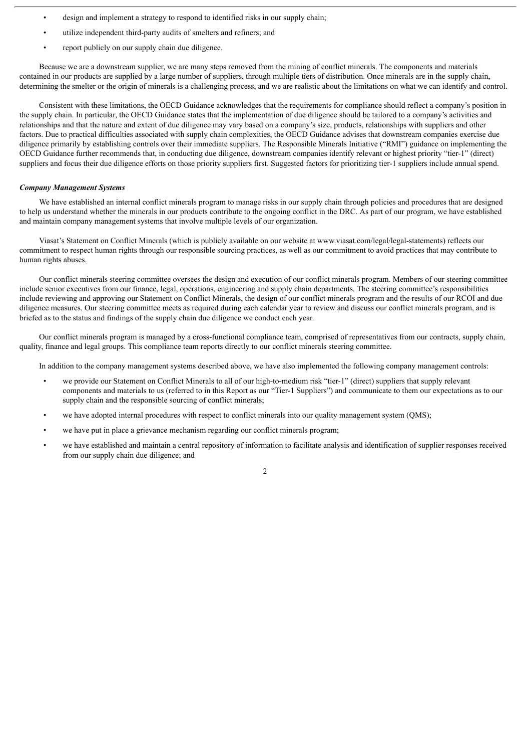- design and implement a strategy to respond to identified risks in our supply chain;
- utilize independent third-party audits of smelters and refiners; and
- report publicly on our supply chain due diligence.

Because we are a downstream supplier, we are many steps removed from the mining of conflict minerals. The components and materials contained in our products are supplied by a large number of suppliers, through multiple tiers of distribution. Once minerals are in the supply chain, determining the smelter or the origin of minerals is a challenging process, and we are realistic about the limitations on what we can identify and control.

Consistent with these limitations, the OECD Guidance acknowledges that the requirements for compliance should reflect a company's position in the supply chain. In particular, the OECD Guidance states that the implementation of due diligence should be tailored to a company's activities and relationships and that the nature and extent of due diligence may vary based on a company's size, products, relationships with suppliers and other factors. Due to practical difficulties associated with supply chain complexities, the OECD Guidance advises that downstream companies exercise due diligence primarily by establishing controls over their immediate suppliers. The Responsible Minerals Initiative ("RMI") guidance on implementing the OECD Guidance further recommends that, in conducting due diligence, downstream companies identify relevant or highest priority "tier-1" (direct) suppliers and focus their due diligence efforts on those priority suppliers first. Suggested factors for prioritizing tier-1 suppliers include annual spend.

***Company Management Systems***

We have established an internal conflict minerals program to manage risks in our supply chain through policies and procedures that are designed to help us understand whether the minerals in our products contribute to the ongoing conflict in the DRC. As part of our program, we have established and maintain company management systems that involve multiple levels of our organization.

Viasat's Statement on Conflict Minerals (which is publicly available on our website at www.viasat.com/legal/legal-statements) reflects our commitment to respect human rights through our responsible sourcing practices, as well as our commitment to avoid practices that may contribute to human rights abuses.

Our conflict minerals steering committee oversees the design and execution of our conflict minerals program. Members of our steering committee include senior executives from our finance, legal, operations, engineering and supply chain departments. The steering committee's responsibilities include reviewing and approving our Statement on Conflict Minerals, the design of our conflict minerals program and the results of our RCOI and due diligence measures. Our steering committee meets as required during each calendar year to review and discuss our conflict minerals program, and is briefed as to the status and findings of the supply chain due diligence we conduct each year.

Our conflict minerals program is managed by a cross-functional compliance team, comprised of representatives from our contracts, supply chain, quality, finance and legal groups. This compliance team reports directly to our conflict minerals steering committee.

In addition to the company management systems described above, we have also implemented the following company management controls:

- we provide our Statement on Conflict Minerals to all of our high-to-medium risk "tier-1" (direct) suppliers that supply relevant components and materials to us (referred to in this Report as our "Tier-1 Suppliers") and communicate to them our expectations as to our supply chain and the responsible sourcing of conflict minerals;
- we have adopted internal procedures with respect to conflict minerals into our quality management system (QMS);
- we have put in place a grievance mechanism regarding our conflict minerals program;
- we have established and maintain a central repository of information to facilitate analysis and identification of supplier responses received from our supply chain due diligence; and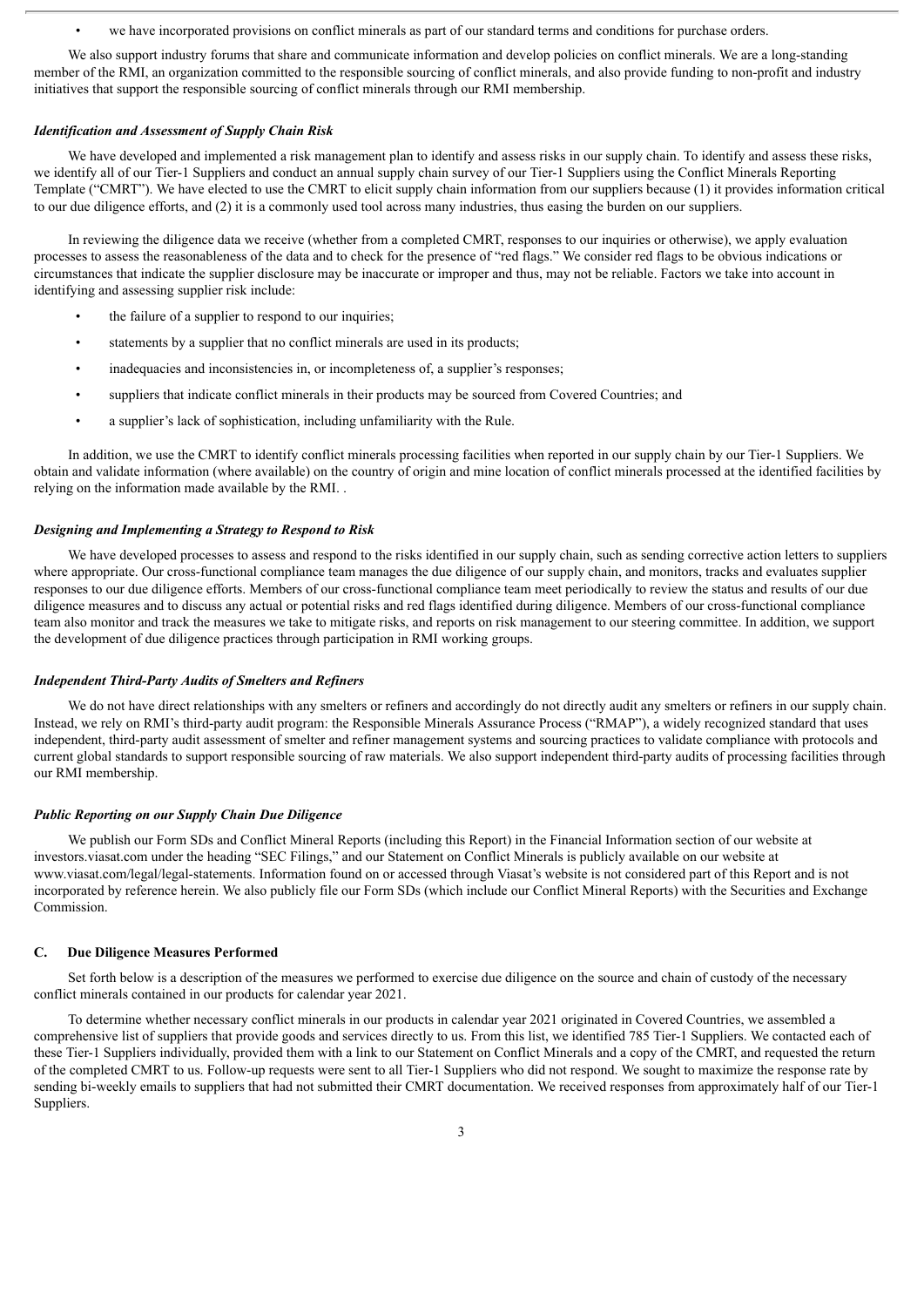- we have incorporated provisions on conflict minerals as part of our standard terms and conditions for purchase orders.

We also support industry forums that share and communicate information and develop policies on conflict minerals. We are a long-standing member of the RMI, an organization committed to the responsible sourcing of conflict minerals, and also provide funding to non-profit and industry initiatives that support the responsible sourcing of conflict minerals through our RMI membership.

***Identification and Assessment of Supply Chain Risk***

We have developed and implemented a risk management plan to identify and assess risks in our supply chain. To identify and assess these risks, we identify all of our Tier-1 Suppliers and conduct an annual supply chain survey of our Tier-1 Suppliers using the Conflict Minerals Reporting Template ("CMRT"). We have elected to use the CMRT to elicit supply chain information from our suppliers because (1) it provides information critical to our due diligence efforts, and (2) it is a commonly used tool across many industries, thus easing the burden on our suppliers.

In reviewing the diligence data we receive (whether from a completed CMRT, responses to our inquiries or otherwise), we apply evaluation processes to assess the reasonableness of the data and to check for the presence of "red flags." We consider red flags to be obvious indications or circumstances that indicate the supplier disclosure may be inaccurate or improper and thus, may not be reliable. Factors we take into account in identifying and assessing supplier risk include:

- the failure of a supplier to respond to our inquiries;
- statements by a supplier that no conflict minerals are used in its products;
- inadequacies and inconsistencies in, or incompleteness of, a supplier's responses;
- suppliers that indicate conflict minerals in their products may be sourced from Covered Countries; and
- a supplier's lack of sophistication, including unfamiliarity with the Rule.

In addition, we use the CMRT to identify conflict minerals processing facilities when reported in our supply chain by our Tier-1 Suppliers. We obtain and validate information (where available) on the country of origin and mine location of conflict minerals processed at the identified facilities by relying on the information made available by the RMI. .

***Designing and Implementing a Strategy to Respond to Risk***

We have developed processes to assess and respond to the risks identified in our supply chain, such as sending corrective action letters to suppliers where appropriate. Our cross-functional compliance team manages the due diligence of our supply chain, and monitors, tracks and evaluates supplier responses to our due diligence efforts. Members of our cross-functional compliance team meet periodically to review the status and results of our due diligence measures and to discuss any actual or potential risks and red flags identified during diligence. Members of our cross-functional compliance team also monitor and track the measures we take to mitigate risks, and reports on risk management to our steering committee. In addition, we support the development of due diligence practices through participation in RMI working groups.

***Independent Third-Party Audits of Smelters and Refiners***

We do not have direct relationships with any smelters or refiners and accordingly do not directly audit any smelters or refiners in our supply chain. Instead, we rely on RMI's third-party audit program: the Responsible Minerals Assurance Process ("RMAP"), a widely recognized standard that uses independent, third-party audit assessment of smelter and refiner management systems and sourcing practices to validate compliance with protocols and current global standards to support responsible sourcing of raw materials. We also support independent third-party audits of processing facilities through our RMI membership.

***Public Reporting on our Supply Chain Due Diligence***

We publish our Form SDs and Conflict Mineral Reports (including this Report) in the Financial Information section of our website at investors.viasat.com under the heading "SEC Filings," and our Statement on Conflict Minerals is publicly available on our website at www.viasat.com/legal/legal-statements. Information found on or accessed through Viasat's website is not considered part of this Report and is not incorporated by reference herein. We also publicly file our Form SDs (which include our Conflict Mineral Reports) with the Securities and Exchange Commission.

## C. Due Diligence Measures Performed

Set forth below is a description of the measures we performed to exercise due diligence on the source and chain of custody of the necessary conflict minerals contained in our products for calendar year 2021.

To determine whether necessary conflict minerals in our products in calendar year 2021 originated in Covered Countries, we assembled a comprehensive list of suppliers that provide goods and services directly to us. From this list, we identified 785 Tier-1 Suppliers. We contacted each of these Tier-1 Suppliers individually, provided them with a link to our Statement on Conflict Minerals and a copy of the CMRT, and requested the return of the completed CMRT to us. Follow-up requests were sent to all Tier-1 Suppliers who did not respond. We sought to maximize the response rate by sending bi-weekly emails to suppliers that had not submitted their CMRT documentation. We received responses from approximately half of our Tier-1 Suppliers.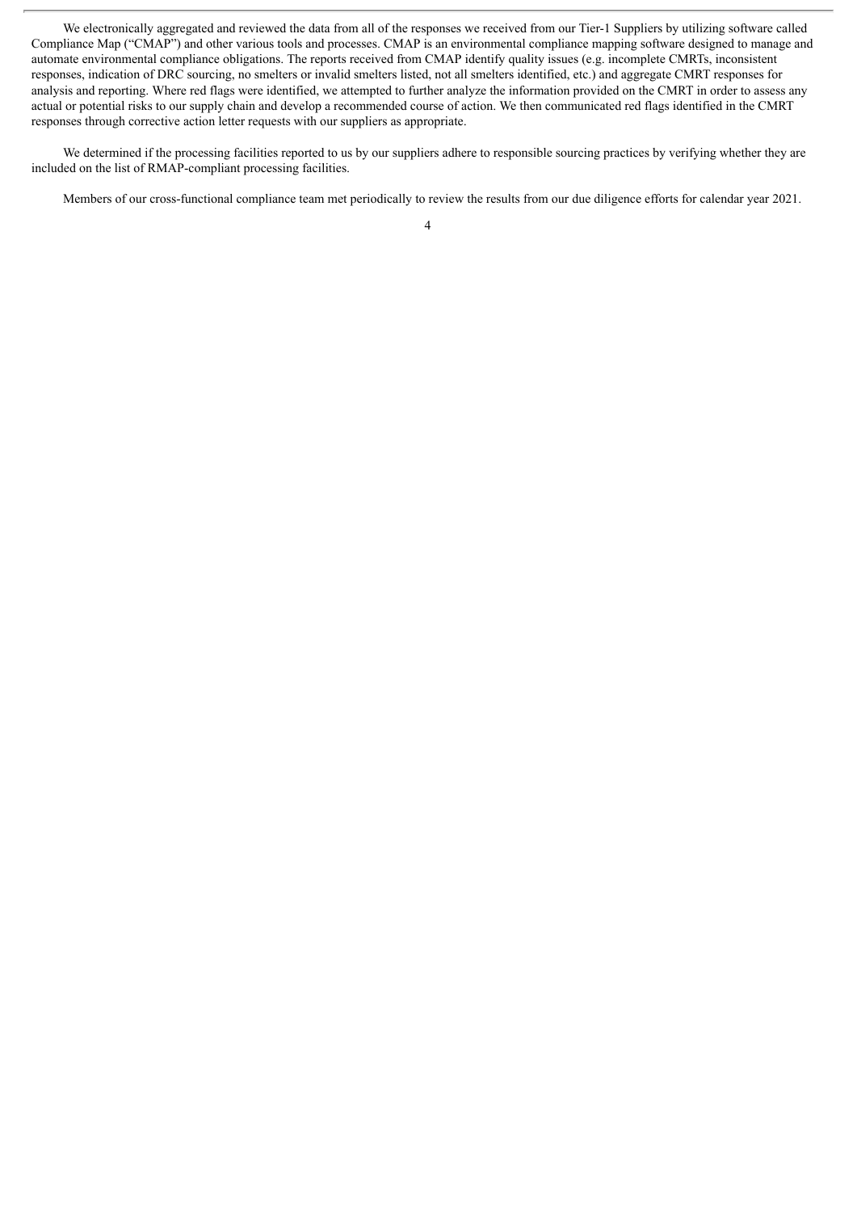We electronically aggregated and reviewed the data from all of the responses we received from our Tier-1 Suppliers by utilizing software called Compliance Map ("CMAP") and other various tools and processes. CMAP is an environmental compliance mapping software designed to manage and automate environmental compliance obligations. The reports received from CMAP identify quality issues (e.g. incomplete CMRTs, inconsistent responses, indication of DRC sourcing, no smelters or invalid smelters listed, not all smelters identified, etc.) and aggregate CMRT responses for analysis and reporting. Where red flags were identified, we attempted to further analyze the information provided on the CMRT in order to assess any actual or potential risks to our supply chain and develop a recommended course of action. We then communicated red flags identified in the CMRT responses through corrective action letter requests with our suppliers as appropriate.

We determined if the processing facilities reported to us by our suppliers adhere to responsible sourcing practices by verifying whether they are included on the list of RMAP-compliant processing facilities.

Members of our cross-functional compliance team met periodically to review the results from our due diligence efforts for calendar year 2021.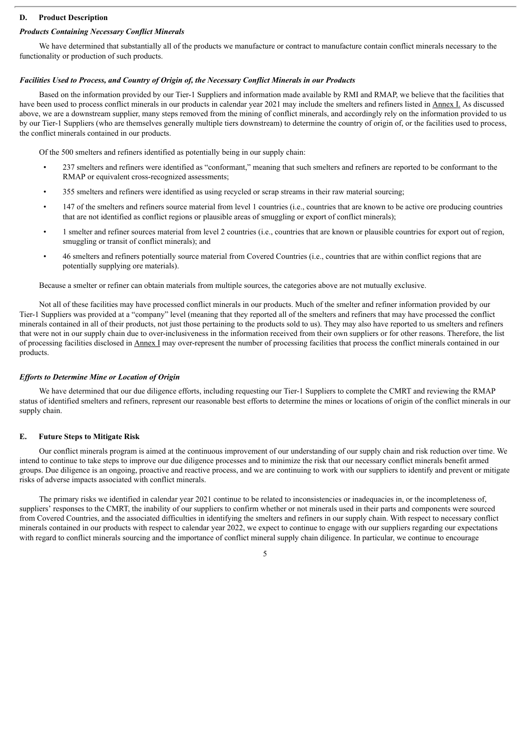## D. Product Description

### *Products Containing Necessary Conflict Minerals*

We have determined that substantially all of the products we manufacture or contract to manufacture contain conflict minerals necessary to the functionality or production of such products.

### *Facilities Used to Process, and Country of Origin of, the Necessary Conflict Minerals in our Products*

Based on the information provided by our Tier-1 Suppliers and information made available by RMI and RMAP, we believe that the facilities that have been used to process conflict minerals in our products in calendar year 2021 may include the smelters and refiners listed in Annex I. As discussed above, we are a downstream supplier, many steps removed from the mining of conflict minerals, and accordingly rely on the information provided to us by our Tier-1 Suppliers (who are themselves generally multiple tiers downstream) to determine the country of origin of, or the facilities used to process, the conflict minerals contained in our products.

Of the 500 smelters and refiners identified as potentially being in our supply chain:

- 237 smelters and refiners were identified as "conformant," meaning that such smelters and refiners are reported to be conformant to the RMAP or equivalent cross-recognized assessments;
- 355 smelters and refiners were identified as using recycled or scrap streams in their raw material sourcing;
- 147 of the smelters and refiners source material from level 1 countries (i.e., countries that are known to be active ore producing countries that are not identified as conflict regions or plausible areas of smuggling or export of conflict minerals);
- 1 smelter and refiner sources material from level 2 countries (i.e., countries that are known or plausible countries for export out of region, smuggling or transit of conflict minerals); and
- 46 smelters and refiners potentially source material from Covered Countries (i.e., countries that are within conflict regions that are potentially supplying ore materials).

Because a smelter or refiner can obtain materials from multiple sources, the categories above are not mutually exclusive.

Not all of these facilities may have processed conflict minerals in our products. Much of the smelter and refiner information provided by our Tier-1 Suppliers was provided at a "company" level (meaning that they reported all of the smelters and refiners that may have processed the conflict minerals contained in all of their products, not just those pertaining to the products sold to us). They may also have reported to us smelters and refiners that were not in our supply chain due to over-inclusiveness in the information received from their own suppliers or for other reasons. Therefore, the list of processing facilities disclosed in Annex I may over-represent the number of processing facilities that process the conflict minerals contained in our products.

### *Efforts to Determine Mine or Location of Origin*

We have determined that our due diligence efforts, including requesting our Tier-1 Suppliers to complete the CMRT and reviewing the RMAP status of identified smelters and refiners, represent our reasonable best efforts to determine the mines or locations of origin of the conflict minerals in our supply chain.

## E. Future Steps to Mitigate Risk

Our conflict minerals program is aimed at the continuous improvement of our understanding of our supply chain and risk reduction over time. We intend to continue to take steps to improve our due diligence processes and to minimize the risk that our necessary conflict minerals benefit armed groups. Due diligence is an ongoing, proactive and reactive process, and we are continuing to work with our suppliers to identify and prevent or mitigate risks of adverse impacts associated with conflict minerals.

The primary risks we identified in calendar year 2021 continue to be related to inconsistencies or inadequacies in, or the incompleteness of, suppliers' responses to the CMRT, the inability of our suppliers to confirm whether or not minerals used in their parts and components were sourced from Covered Countries, and the associated difficulties in identifying the smelters and refiners in our supply chain. With respect to necessary conflict minerals contained in our products with respect to calendar year 2022, we expect to continue to engage with our suppliers regarding our expectations with regard to conflict minerals sourcing and the importance of conflict mineral supply chain diligence. In particular, we continue to encourage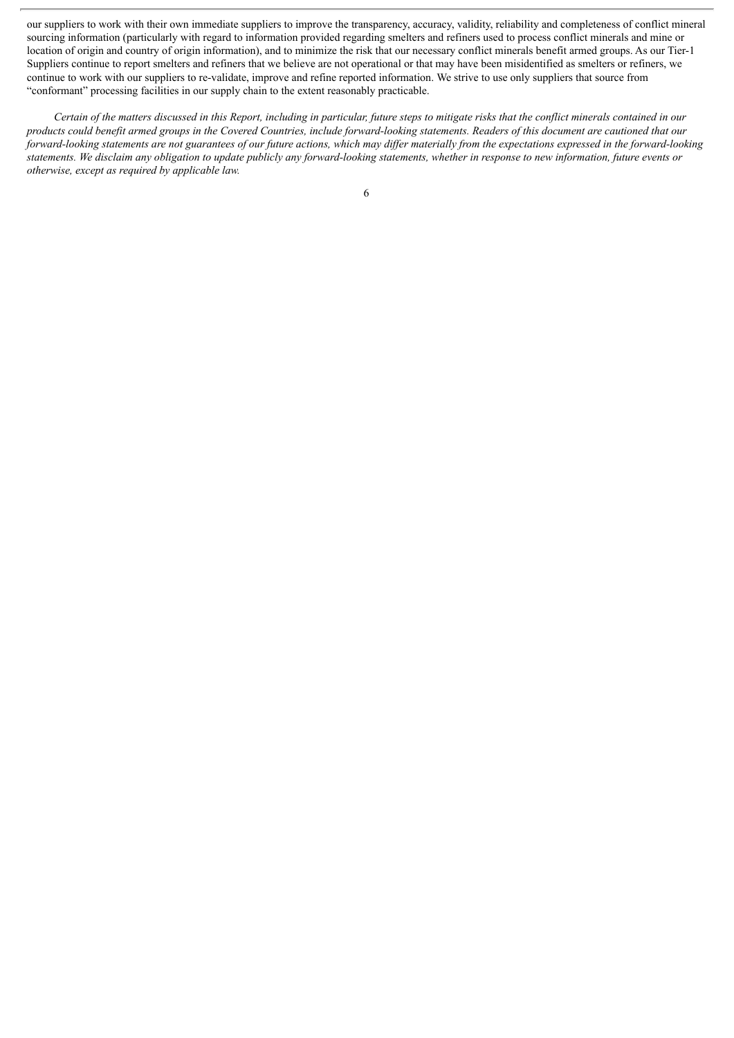our suppliers to work with their own immediate suppliers to improve the transparency, accuracy, validity, reliability and completeness of conflict mineral sourcing information (particularly with regard to information provided regarding smelters and refiners used to process conflict minerals and mine or location of origin and country of origin information), and to minimize the risk that our necessary conflict minerals benefit armed groups. As our Tier-1 Suppliers continue to report smelters and refiners that we believe are not operational or that may have been misidentified as smelters or refiners, we continue to work with our suppliers to re-validate, improve and refine reported information. We strive to use only suppliers that source from "conformant" processing facilities in our supply chain to the extent reasonably practicable.

*Certain of the matters discussed in this Report, including in particular, future steps to mitigate risks that the conflict minerals contained in our products could benefit armed groups in the Covered Countries, include forward-looking statements. Readers of this document are cautioned that our forward-looking statements are not guarantees of our future actions, which may differ materially from the expectations expressed in the forward-looking statements. We disclaim any obligation to update publicly any forward-looking statements, whether in response to new information, future events or otherwise, except as required by applicable law.*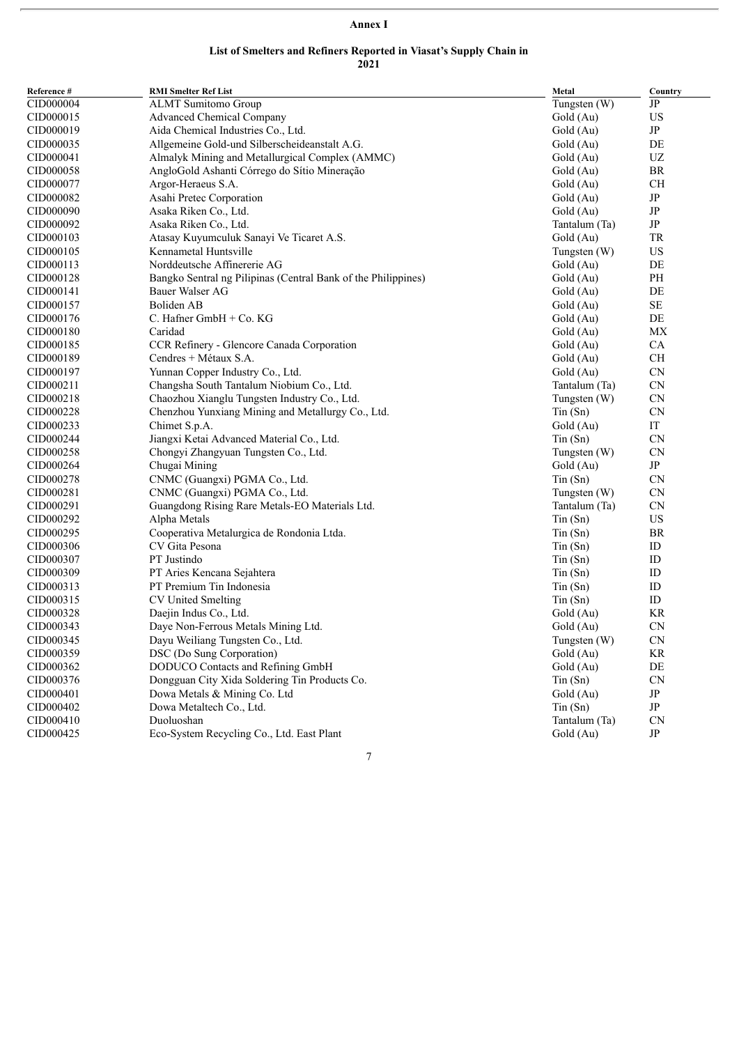**Annex I**

**List of Smelters and Refiners Reported in Viasat's Supply Chain in 2021**

| Reference # | RMI Smelter Ref List | Metal | Country |
|---|---|---|---|
| CID000004 | ALMT Sumitomo Group | Tungsten (W) | JP |
| CID000015 | Advanced Chemical Company | Gold (Au) | US |
| CID000019 | Aida Chemical Industries Co., Ltd. | Gold (Au) | JP |
| CID000035 | Allgemeine Gold-und Silberscheideanstalt A.G. | Gold (Au) | DE |
| CID000041 | Almalyk Mining and Metallurgical Complex (AMMC) | Gold (Au) | UZ |
| CID000058 | AngloGold Ashanti Córrego do Sítio Mineração | Gold (Au) | BR |
| CID000077 | Argor-Heraeus S.A. | Gold (Au) | CH |
| CID000082 | Asahi Pretec Corporation | Gold (Au) | JP |
| CID000090 | Asaka Riken Co., Ltd. | Gold (Au) | JP |
| CID000092 | Asaka Riken Co., Ltd. | Tantalum (Ta) | JP |
| CID000103 | Atasay Kuyumculuk Sanayi Ve Ticaret A.S. | Gold (Au) | TR |
| CID000105 | Kennametal Huntsville | Tungsten (W) | US |
| CID000113 | Norddeutsche Affinererie AG | Gold (Au) | DE |
| CID000128 | Bangko Sentral ng Pilipinas (Central Bank of the Philippines) | Gold (Au) | PH |
| CID000141 | Bauer Walser AG | Gold (Au) | DE |
| CID000157 | Boliden AB | Gold (Au) | SE |
| CID000176 | C. Hafner GmbH + Co. KG | Gold (Au) | DE |
| CID000180 | Caridad | Gold (Au) | MX |
| CID000185 | CCR Refinery - Glencore Canada Corporation | Gold (Au) | CA |
| CID000189 | Cendres + Métaux S.A. | Gold (Au) | CH |
| CID000197 | Yunnan Copper Industry Co., Ltd. | Gold (Au) | CN |
| CID000211 | Changsha South Tantalum Niobium Co., Ltd. | Tantalum (Ta) | CN |
| CID000218 | Chaozhou Xianglu Tungsten Industry Co., Ltd. | Tungsten (W) | CN |
| CID000228 | Chenzhou Yunxiang Mining and Metallurgy Co., Ltd. | Tin (Sn) | CN |
| CID000233 | Chimet S.p.A. | Gold (Au) | IT |
| CID000244 | Jiangxi Ketai Advanced Material Co., Ltd. | Tin (Sn) | CN |
| CID000258 | Chongyi Zhangyuan Tungsten Co., Ltd. | Tungsten (W) | CN |
| CID000264 | Chugai Mining | Gold (Au) | JP |
| CID000278 | CNMC (Guangxi) PGMA Co., Ltd. | Tin (Sn) | CN |
| CID000281 | CNMC (Guangxi) PGMA Co., Ltd. | Tungsten (W) | CN |
| CID000291 | Guangdong Rising Rare Metals-EO Materials Ltd. | Tantalum (Ta) | CN |
| CID000292 | Alpha Metals | Tin (Sn) | US |
| CID000295 | Cooperativa Metalurgica de Rondonia Ltda. | Tin (Sn) | BR |
| CID000306 | CV Gita Pesona | Tin (Sn) | ID |
| CID000307 | PT Justindo | Tin (Sn) | ID |
| CID000309 | PT Aries Kencana Sejahtera | Tin (Sn) | ID |
| CID000313 | PT Premium Tin Indonesia | Tin (Sn) | ID |
| CID000315 | CV United Smelting | Tin (Sn) | ID |
| CID000328 | Daejin Indus Co., Ltd. | Gold (Au) | KR |
| CID000343 | Daye Non-Ferrous Metals Mining Ltd. | Gold (Au) | CN |
| CID000345 | Dayu Weiliang Tungsten Co., Ltd. | Tungsten (W) | CN |
| CID000359 | DSC (Do Sung Corporation) | Gold (Au) | KR |
| CID000362 | DODUCO Contacts and Refining GmbH | Gold (Au) | DE |
| CID000376 | Dongguan City Xida Soldering Tin Products Co. | Tin (Sn) | CN |
| CID000401 | Dowa Metals & Mining Co. Ltd | Gold (Au) | JP |
| CID000402 | Dowa Metaltech Co., Ltd. | Tin (Sn) | JP |
| CID000410 | Duoluoshan | Tantalum (Ta) | CN |
| CID000425 | Eco-System Recycling Co., Ltd. East Plant | Gold (Au) | JP |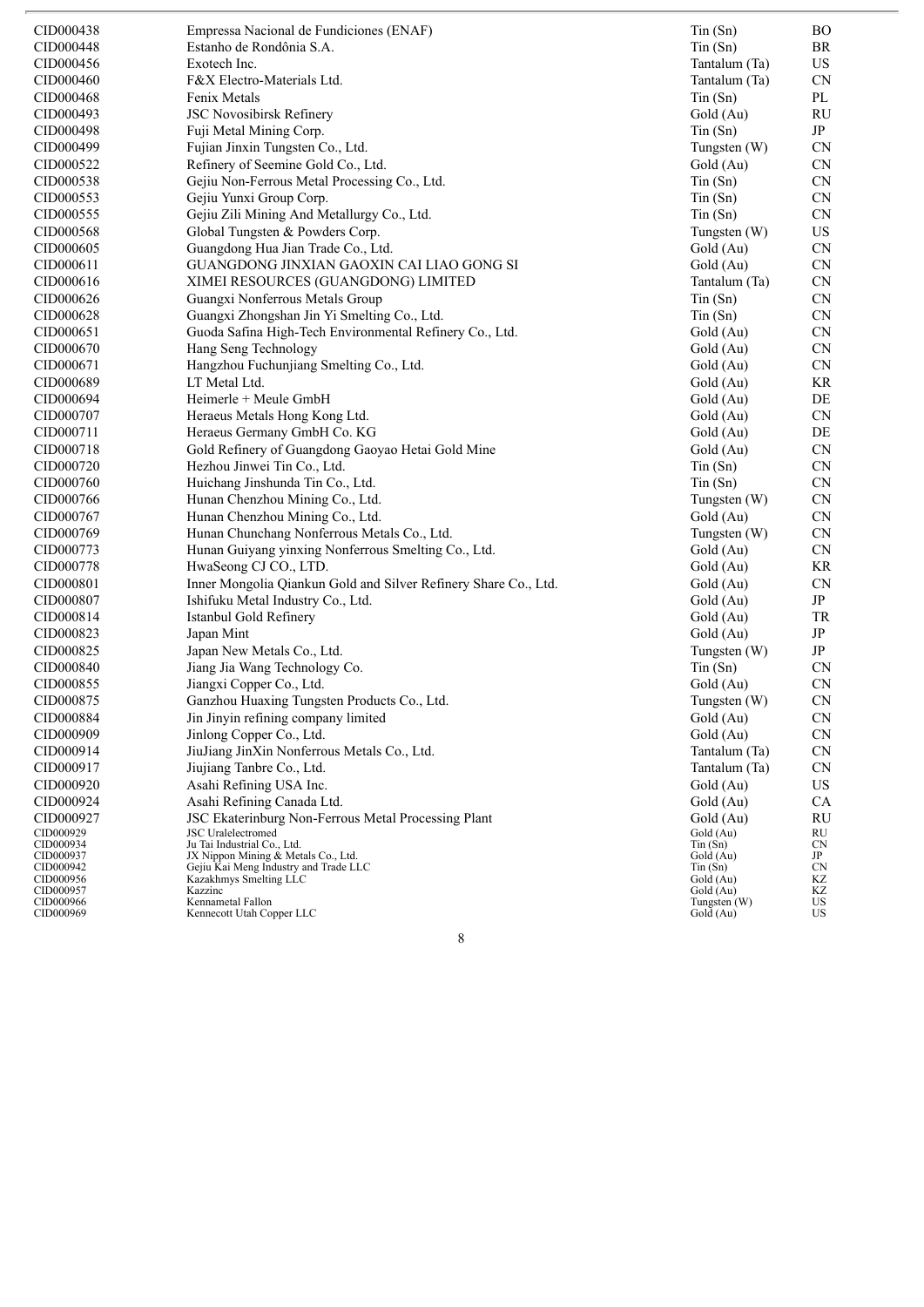| | | | |
|---|---|---|---|
| CID000438 | Empressa Nacional de Fundiciones (ENAF) | Tin (Sn) | BO |
| CID000448 | Estanho de Rondônia S.A. | Tin (Sn) | BR |
| CID000456 | Exotech Inc. | Tantalum (Ta) | US |
| CID000460 | F&X Electro-Materials Ltd. | Tantalum (Ta) | CN |
| CID000468 | Fenix Metals | Tin (Sn) | PL |
| CID000493 | JSC Novosibirsk Refinery | Gold (Au) | RU |
| CID000498 | Fuji Metal Mining Corp. | Tin (Sn) | JP |
| CID000499 | Fujian Jinxin Tungsten Co., Ltd. | Tungsten (W) | CN |
| CID000522 | Refinery of Seemine Gold Co., Ltd. | Gold (Au) | CN |
| CID000538 | Gejiu Non-Ferrous Metal Processing Co., Ltd. | Tin (Sn) | CN |
| CID000553 | Gejiu Yunxi Group Corp. | Tin (Sn) | CN |
| CID000555 | Gejiu Zili Mining And Metallurgy Co., Ltd. | Tin (Sn) | CN |
| CID000568 | Global Tungsten & Powders Corp. | Tungsten (W) | US |
| CID000605 | Guangdong Hua Jian Trade Co., Ltd. | Gold (Au) | CN |
| CID000611 | GUANGDONG JINXIAN GAOXIN CAI LIAO GONG SI | Gold (Au) | CN |
| CID000616 | XIMEI RESOURCES (GUANGDONG) LIMITED | Tantalum (Ta) | CN |
| CID000626 | Guangxi Nonferrous Metals Group | Tin (Sn) | CN |
| CID000628 | Guangxi Zhongshan Jin Yi Smelting Co., Ltd. | Tin (Sn) | CN |
| CID000651 | Guoda Safina High-Tech Environmental Refinery Co., Ltd. | Gold (Au) | CN |
| CID000670 | Hang Seng Technology | Gold (Au) | CN |
| CID000671 | Hangzhou Fuchunjiang Smelting Co., Ltd. | Gold (Au) | CN |
| CID000689 | LT Metal Ltd. | Gold (Au) | KR |
| CID000694 | Heimerle + Meule GmbH | Gold (Au) | DE |
| CID000707 | Heraeus Metals Hong Kong Ltd. | Gold (Au) | CN |
| CID000711 | Heraeus Germany GmbH Co. KG | Gold (Au) | DE |
| CID000718 | Gold Refinery of Guangdong Gaoyao Hetai Gold Mine | Gold (Au) | CN |
| CID000720 | Hezhou Jinwei Tin Co., Ltd. | Tin (Sn) | CN |
| CID000760 | Huichang Jinshunda Tin Co., Ltd. | Tin (Sn) | CN |
| CID000766 | Hunan Chenzhou Mining Co., Ltd. | Tungsten (W) | CN |
| CID000767 | Hunan Chenzhou Mining Co., Ltd. | Gold (Au) | CN |
| CID000769 | Hunan Chunchang Nonferrous Metals Co., Ltd. | Tungsten (W) | CN |
| CID000773 | Hunan Guiyang yinxing Nonferrous Smelting Co., Ltd. | Gold (Au) | CN |
| CID000778 | HwaSeong CJ CO., LTD. | Gold (Au) | KR |
| CID000801 | Inner Mongolia Qiankun Gold and Silver Refinery Share Co., Ltd. | Gold (Au) | CN |
| CID000807 | Ishifuku Metal Industry Co., Ltd. | Gold (Au) | JP |
| CID000814 | Istanbul Gold Refinery | Gold (Au) | TR |
| CID000823 | Japan Mint | Gold (Au) | JP |
| CID000825 | Japan New Metals Co., Ltd. | Tungsten (W) | JP |
| CID000840 | Jiang Jia Wang Technology Co. | Tin (Sn) | CN |
| CID000855 | Jiangxi Copper Co., Ltd. | Gold (Au) | CN |
| CID000875 | Ganzhou Huaxing Tungsten Products Co., Ltd. | Tungsten (W) | CN |
| CID000884 | Jin Jinyin refining company limited | Gold (Au) | CN |
| CID000909 | Jinlong Copper Co., Ltd. | Gold (Au) | CN |
| CID000914 | JiuJiang JinXin Nonferrous Metals Co., Ltd. | Tantalum (Ta) | CN |
| CID000917 | Jiujiang Tanbre Co., Ltd. | Tantalum (Ta) | CN |
| CID000920 | Asahi Refining USA Inc. | Gold (Au) | US |
| CID000924 | Asahi Refining Canada Ltd. | Gold (Au) | CA |
| CID000927 | JSC Ekaterinburg Non-Ferrous Metal Processing Plant | Gold (Au) | RU |
| CID000929 | JSC Uralelectromed | Gold (Au) | RU |
| CID000934 | Ju Tai Industrial Co., Ltd. | Tin (Sn) | CN |
| CID000937 | JX Nippon Mining & Metals Co., Ltd. | Gold (Au) | JP |
| CID000942 | Gejiu Kai Meng Industry and Trade LLC | Tin (Sn) | CN |
| CID000956 | Kazakhmys Smelting LLC | Gold (Au) | KZ |
| CID000957 | Kazzinc | Gold (Au) | KZ |
| CID000966 | Kennametal Fallon | Tungsten (W) | US |
| CID000969 | Kennecott Utah Copper LLC | Gold (Au) | US |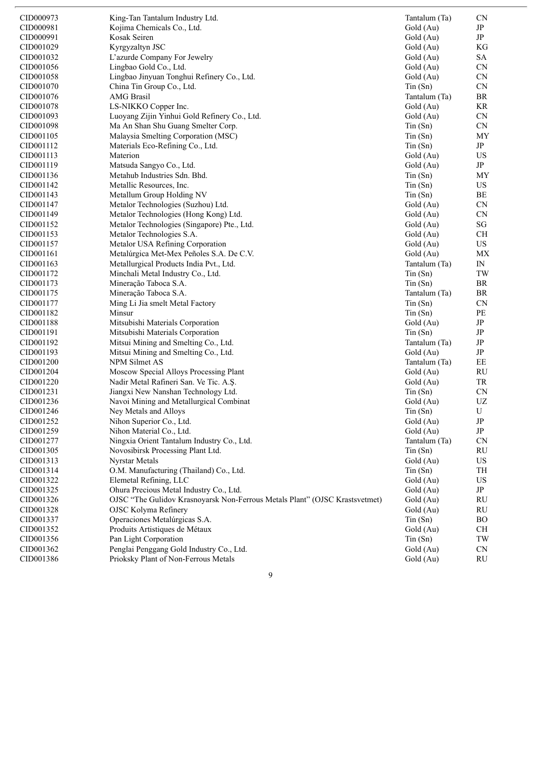| | | | |
|---|---|---|---|
| CID000973 | King-Tan Tantalum Industry Ltd. | Tantalum (Ta) | CN |
| CID000981 | Kojima Chemicals Co., Ltd. | Gold (Au) | JP |
| CID000991 | Kosak Seiren | Gold (Au) | JP |
| CID001029 | Kyrgyzaltyn JSC | Gold (Au) | KG |
| CID001032 | L’azurde Company For Jewelry | Gold (Au) | SA |
| CID001056 | Lingbao Gold Co., Ltd. | Gold (Au) | CN |
| CID001058 | Lingbao Jinyuan Tonghui Refinery Co., Ltd. | Gold (Au) | CN |
| CID001070 | China Tin Group Co., Ltd. | Tin (Sn) | CN |
| CID001076 | AMG Brasil | Tantalum (Ta) | BR |
| CID001078 | LS-NIKKO Copper Inc. | Gold (Au) | KR |
| CID001093 | Luoyang Zijin Yinhui Gold Refinery Co., Ltd. | Gold (Au) | CN |
| CID001098 | Ma An Shan Shu Guang Smelter Corp. | Tin (Sn) | CN |
| CID001105 | Malaysia Smelting Corporation (MSC) | Tin (Sn) | MY |
| CID001112 | Materials Eco-Refining Co., Ltd. | Tin (Sn) | JP |
| CID001113 | Materion | Gold (Au) | US |
| CID001119 | Matsuda Sangyo Co., Ltd. | Gold (Au) | JP |
| CID001136 | Metahub Industries Sdn. Bhd. | Tin (Sn) | MY |
| CID001142 | Metallic Resources, Inc. | Tin (Sn) | US |
| CID001143 | Metallum Group Holding NV | Tin (Sn) | BE |
| CID001147 | Metalor Technologies (Suzhou) Ltd. | Gold (Au) | CN |
| CID001149 | Metalor Technologies (Hong Kong) Ltd. | Gold (Au) | CN |
| CID001152 | Metalor Technologies (Singapore) Pte., Ltd. | Gold (Au) | SG |
| CID001153 | Metalor Technologies S.A. | Gold (Au) | CH |
| CID001157 | Metalor USA Refining Corporation | Gold (Au) | US |
| CID001161 | Metalúrgica Met-Mex Peñoles S.A. De C.V. | Gold (Au) | MX |
| CID001163 | Metallurgical Products India Pvt., Ltd. | Tantalum (Ta) | IN |
| CID001172 | Minchali Metal Industry Co., Ltd. | Tin (Sn) | TW |
| CID001173 | Mineração Taboca S.A. | Tin (Sn) | BR |
| CID001175 | Mineração Taboca S.A. | Tantalum (Ta) | BR |
| CID001177 | Ming Li Jia smelt Metal Factory | Tin (Sn) | CN |
| CID001182 | Minsur | Tin (Sn) | PE |
| CID001188 | Mitsubishi Materials Corporation | Gold (Au) | JP |
| CID001191 | Mitsubishi Materials Corporation | Tin (Sn) | JP |
| CID001192 | Mitsui Mining and Smelting Co., Ltd. | Tantalum (Ta) | JP |
| CID001193 | Mitsui Mining and Smelting Co., Ltd. | Gold (Au) | JP |
| CID001200 | NPM Silmet AS | Tantalum (Ta) | EE |
| CID001204 | Moscow Special Alloys Processing Plant | Gold (Au) | RU |
| CID001220 | Nadir Metal Rafineri San. Ve Tic. A.Ş. | Gold (Au) | TR |
| CID001231 | Jiangxi New Nanshan Technology Ltd. | Tin (Sn) | CN |
| CID001236 | Navoi Mining and Metallurgical Combinat | Gold (Au) | UZ |
| CID001246 | Ney Metals and Alloys | Tin (Sn) | U |
| CID001252 | Nihon Superior Co., Ltd. | Gold (Au) | JP |
| CID001259 | Nihon Material Co., Ltd. | Gold (Au) | JP |
| CID001277 | Ningxia Orient Tantalum Industry Co., Ltd. | Tantalum (Ta) | CN |
| CID001305 | Novosibirsk Processing Plant Ltd. | Tin (Sn) | RU |
| CID001313 | Nyrstar Metals | Gold (Au) | US |
| CID001314 | O.M. Manufacturing (Thailand) Co., Ltd. | Tin (Sn) | TH |
| CID001322 | Elemetal Refining, LLC | Gold (Au) | US |
| CID001325 | Ohura Precious Metal Industry Co., Ltd. | Gold (Au) | JP |
| CID001326 | OJSC “The Gulidov Krasnoyarsk Non-Ferrous Metals Plant” (OJSC Krastsvetmet) | Gold (Au) | RU |
| CID001328 | OJSC Kolyma Refinery | Gold (Au) | RU |
| CID001337 | Operaciones Metalúrgicas S.A. | Tin (Sn) | BO |
| CID001352 | Produits Artistiques de Métaux | Gold (Au) | CH |
| CID001356 | Pan Light Corporation | Tin (Sn) | TW |
| CID001362 | Penglai Penggang Gold Industry Co., Ltd. | Gold (Au) | CN |
| CID001386 | Prioksky Plant of Non-Ferrous Metals | Gold (Au) | RU |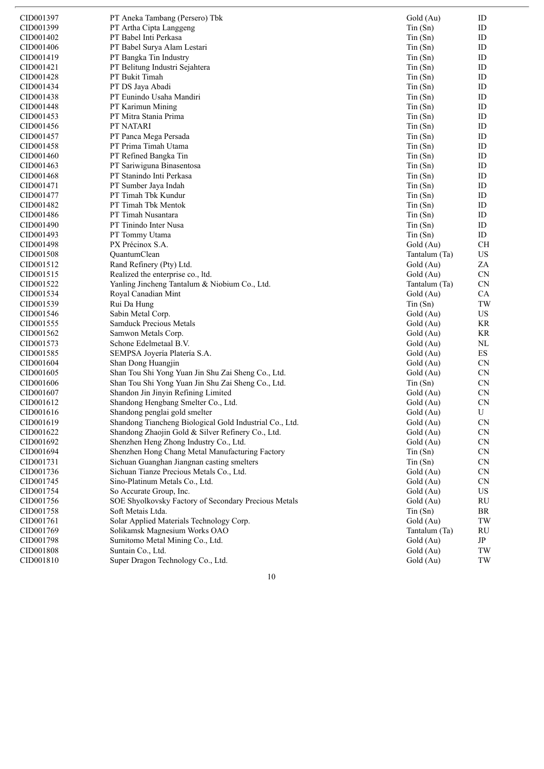| | | | |
|---|---|---|---|
| CID001397 | PT Aneka Tambang (Persero) Tbk | Gold (Au) | ID |
| CID001399 | PT Artha Cipta Langgeng | Tin (Sn) | ID |
| CID001402 | PT Babel Inti Perkasa | Tin (Sn) | ID |
| CID001406 | PT Babel Surya Alam Lestari | Tin (Sn) | ID |
| CID001419 | PT Bangka Tin Industry | Tin (Sn) | ID |
| CID001421 | PT Belitung Industri Sejahtera | Tin (Sn) | ID |
| CID001428 | PT Bukit Timah | Tin (Sn) | ID |
| CID001434 | PT DS Jaya Abadi | Tin (Sn) | ID |
| CID001438 | PT Eunindo Usaha Mandiri | Tin (Sn) | ID |
| CID001448 | PT Karimun Mining | Tin (Sn) | ID |
| CID001453 | PT Mitra Stania Prima | Tin (Sn) | ID |
| CID001456 | PT NATARI | Tin (Sn) | ID |
| CID001457 | PT Panca Mega Persada | Tin (Sn) | ID |
| CID001458 | PT Prima Timah Utama | Tin (Sn) | ID |
| CID001460 | PT Refined Bangka Tin | Tin (Sn) | ID |
| CID001463 | PT Sariwiguna Binasentosa | Tin (Sn) | ID |
| CID001468 | PT Stanindo Inti Perkasa | Tin (Sn) | ID |
| CID001471 | PT Sumber Jaya Indah | Tin (Sn) | ID |
| CID001477 | PT Timah Tbk Kundur | Tin (Sn) | ID |
| CID001482 | PT Timah Tbk Mentok | Tin (Sn) | ID |
| CID001486 | PT Timah Nusantara | Tin (Sn) | ID |
| CID001490 | PT Tinindo Inter Nusa | Tin (Sn) | ID |
| CID001493 | PT Tommy Utama | Tin (Sn) | ID |
| CID001498 | PX Précinox S.A. | Gold (Au) | CH |
| CID001508 | QuantumClean | Tantalum (Ta) | US |
| CID001512 | Rand Refinery (Pty) Ltd. | Gold (Au) | ZA |
| CID001515 | Realized the enterprise co., ltd. | Gold (Au) | CN |
| CID001522 | Yanling Jincheng Tantalum & Niobium Co., Ltd. | Tantalum (Ta) | CN |
| CID001534 | Royal Canadian Mint | Gold (Au) | CA |
| CID001539 | Rui Da Hung | Tin (Sn) | TW |
| CID001546 | Sabin Metal Corp. | Gold (Au) | US |
| CID001555 | Samduck Precious Metals | Gold (Au) | KR |
| CID001562 | Samwon Metals Corp. | Gold (Au) | KR |
| CID001573 | Schone Edelmetaal B.V. | Gold (Au) | NL |
| CID001585 | SEMPSA Joyería Platería S.A. | Gold (Au) | ES |
| CID001604 | Shan Dong Huangjin | Gold (Au) | CN |
| CID001605 | Shan Tou Shi Yong Yuan Jin Shu Zai Sheng Co., Ltd. | Gold (Au) | CN |
| CID001606 | Shan Tou Shi Yong Yuan Jin Shu Zai Sheng Co., Ltd. | Tin (Sn) | CN |
| CID001607 | Shandon Jin Jinyin Refining Limited | Gold (Au) | CN |
| CID001612 | Shandong Hengbang Smelter Co., Ltd. | Gold (Au) | CN |
| CID001616 | Shandong penglai gold smelter | Gold (Au) | U |
| CID001619 | Shandong Tiancheng Biological Gold Industrial Co., Ltd. | Gold (Au) | CN |
| CID001622 | Shandong Zhaojin Gold & Silver Refinery Co., Ltd. | Gold (Au) | CN |
| CID001692 | Shenzhen Heng Zhong Industry Co., Ltd. | Gold (Au) | CN |
| CID001694 | Shenzhen Hong Chang Metal Manufacturing Factory | Tin (Sn) | CN |
| CID001731 | Sichuan Guanghan Jiangnan casting smelters | Tin (Sn) | CN |
| CID001736 | Sichuan Tianze Precious Metals Co., Ltd. | Gold (Au) | CN |
| CID001745 | Sino-Platinum Metals Co., Ltd. | Gold (Au) | CN |
| CID001754 | So Accurate Group, Inc. | Gold (Au) | US |
| CID001756 | SOE Shyolkovsky Factory of Secondary Precious Metals | Gold (Au) | RU |
| CID001758 | Soft Metais Ltda. | Tin (Sn) | BR |
| CID001761 | Solar Applied Materials Technology Corp. | Gold (Au) | TW |
| CID001769 | Solikamsk Magnesium Works OAO | Tantalum (Ta) | RU |
| CID001798 | Sumitomo Metal Mining Co., Ltd. | Gold (Au) | JP |
| CID001808 | Suntain Co., Ltd. | Gold (Au) | TW |
| CID001810 | Super Dragon Technology Co., Ltd. | Gold (Au) | TW |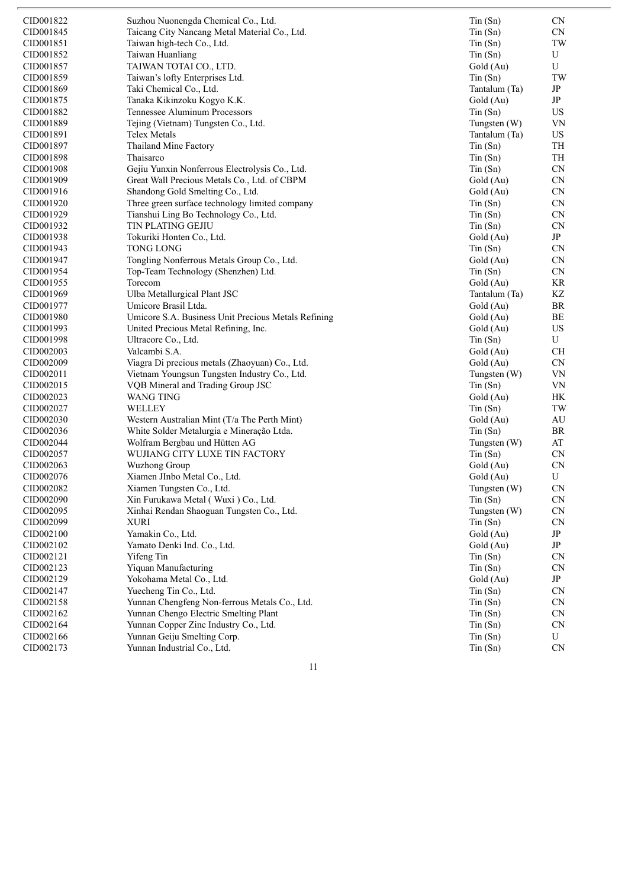| | | | |
|---|---|---|---|
| CID001822 | Suzhou Nuonengda Chemical Co., Ltd. | Tin (Sn) | CN |
| CID001845 | Taicang City Nancang Metal Material Co., Ltd. | Tin (Sn) | CN |
| CID001851 | Taiwan high-tech Co., Ltd. | Tin (Sn) | TW |
| CID001852 | Taiwan Huanliang | Tin (Sn) | U |
| CID001857 | TAIWAN TOTAI CO., LTD. | Gold (Au) | U |
| CID001859 | Taiwan's lofty Enterprises Ltd. | Tin (Sn) | TW |
| CID001869 | Taki Chemical Co., Ltd. | Tantalum (Ta) | JP |
| CID001875 | Tanaka Kikinzoku Kogyo K.K. | Gold (Au) | JP |
| CID001882 | Tennessee Aluminum Processors | Tin (Sn) | US |
| CID001889 | Tejing (Vietnam) Tungsten Co., Ltd. | Tungsten (W) | VN |
| CID001891 | Telex Metals | Tantalum (Ta) | US |
| CID001897 | Thailand Mine Factory | Tin (Sn) | TH |
| CID001898 | Thaisarco | Tin (Sn) | TH |
| CID001908 | Gejiu Yunxin Nonferrous Electrolysis Co., Ltd. | Tin (Sn) | CN |
| CID001909 | Great Wall Precious Metals Co., Ltd. of CBPM | Gold (Au) | CN |
| CID001916 | Shandong Gold Smelting Co., Ltd. | Gold (Au) | CN |
| CID001920 | Three green surface technology limited company | Tin (Sn) | CN |
| CID001929 | Tianshui Ling Bo Technology Co., Ltd. | Tin (Sn) | CN |
| CID001932 | TIN PLATING GEJIU | Tin (Sn) | CN |
| CID001938 | Tokuriki Honten Co., Ltd. | Gold (Au) | JP |
| CID001943 | TONG LONG | Tin (Sn) | CN |
| CID001947 | Tongling Nonferrous Metals Group Co., Ltd. | Gold (Au) | CN |
| CID001954 | Top-Team Technology (Shenzhen) Ltd. | Tin (Sn) | CN |
| CID001955 | Torecom | Gold (Au) | KR |
| CID001969 | Ulba Metallurgical Plant JSC | Tantalum (Ta) | KZ |
| CID001977 | Umicore Brasil Ltda. | Gold (Au) | BR |
| CID001980 | Umicore S.A. Business Unit Precious Metals Refining | Gold (Au) | BE |
| CID001993 | United Precious Metal Refining, Inc. | Gold (Au) | US |
| CID001998 | Ultracore Co., Ltd. | Tin (Sn) | U |
| CID002003 | Valcambi S.A. | Gold (Au) | CH |
| CID002009 | Viagra Di precious metals (Zhaoyuan) Co., Ltd. | Gold (Au) | CN |
| CID002011 | Vietnam Youngsun Tungsten Industry Co., Ltd. | Tungsten (W) | VN |
| CID002015 | VQB Mineral and Trading Group JSC | Tin (Sn) | VN |
| CID002023 | WANG TING | Gold (Au) | HK |
| CID002027 | WELLEY | Tin (Sn) | TW |
| CID002030 | Western Australian Mint (T/a The Perth Mint) | Gold (Au) | AU |
| CID002036 | White Solder Metalurgia e Mineração Ltda. | Tin (Sn) | BR |
| CID002044 | Wolfram Bergbau und Hütten AG | Tungsten (W) | AT |
| CID002057 | WUJIANG CITY LUXE TIN FACTORY | Tin (Sn) | CN |
| CID002063 | Wuzhong Group | Gold (Au) | CN |
| CID002076 | Xiamen JInbo Metal Co., Ltd. | Gold (Au) | U |
| CID002082 | Xiamen Tungsten Co., Ltd. | Tungsten (W) | CN |
| CID002090 | Xin Furukawa Metal ( Wuxi ) Co., Ltd. | Tin (Sn) | CN |
| CID002095 | Xinhai Rendan Shaoguan Tungsten Co., Ltd. | Tungsten (W) | CN |
| CID002099 | XURI | Tin (Sn) | CN |
| CID002100 | Yamakin Co., Ltd. | Gold (Au) | JP |
| CID002102 | Yamato Denki Ind. Co., Ltd. | Gold (Au) | JP |
| CID002121 | Yifeng Tin | Tin (Sn) | CN |
| CID002123 | Yiquan Manufacturing | Tin (Sn) | CN |
| CID002129 | Yokohama Metal Co., Ltd. | Gold (Au) | JP |
| CID002147 | Yuecheng Tin Co., Ltd. | Tin (Sn) | CN |
| CID002158 | Yunnan Chengfeng Non-ferrous Metals Co., Ltd. | Tin (Sn) | CN |
| CID002162 | Yunnan Chengo Electric Smelting Plant | Tin (Sn) | CN |
| CID002164 | Yunnan Copper Zinc Industry Co., Ltd. | Tin (Sn) | CN |
| CID002166 | Yunnan Geiju Smelting Corp. | Tin (Sn) | U |
| CID002173 | Yunnan Industrial Co., Ltd. | Tin (Sn) | CN |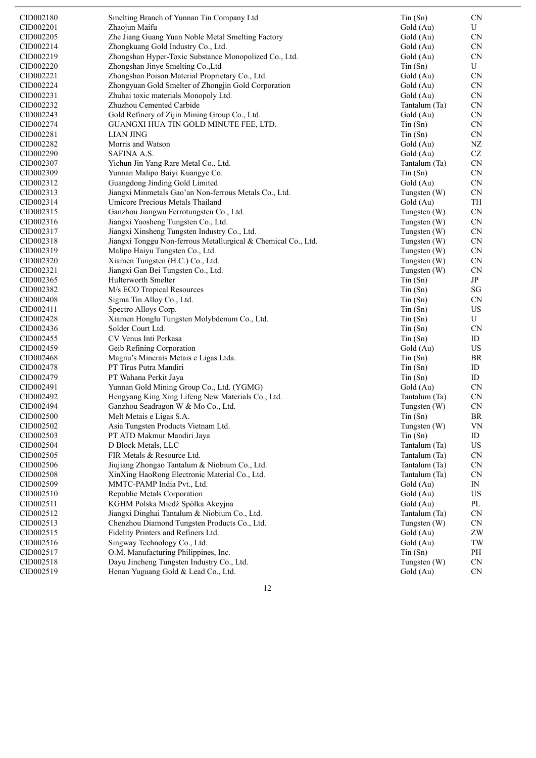| | | | |
|---|---|---|---|
| CID002180 | Smelting Branch of Yunnan Tin Company Ltd | Tin (Sn) | CN |
| CID002201 | Zhaojun Maifu | Gold (Au) | U |
| CID002205 | Zhe Jiang Guang Yuan Noble Metal Smelting Factory | Gold (Au) | CN |
| CID002214 | Zhongkuang Gold Industry Co., Ltd. | Gold (Au) | CN |
| CID002219 | Zhongshan Hyper-Toxic Substance Monopolized Co., Ltd. | Gold (Au) | CN |
| CID002220 | Zhongshan Jinye Smelting Co.,Ltd | Tin (Sn) | U |
| CID002221 | Zhongshan Poison Material Proprietary Co., Ltd. | Gold (Au) | CN |
| CID002224 | Zhongyuan Gold Smelter of Zhongjin Gold Corporation | Gold (Au) | CN |
| CID002231 | Zhuhai toxic materials Monopoly Ltd. | Gold (Au) | CN |
| CID002232 | Zhuzhou Cemented Carbide | Tantalum (Ta) | CN |
| CID002243 | Gold Refinery of Zijin Mining Group Co., Ltd. | Gold (Au) | CN |
| CID002274 | GUANGXI HUA TIN GOLD MINUTE FEE, LTD. | Tin (Sn) | CN |
| CID002281 | LIAN JING | Tin (Sn) | CN |
| CID002282 | Morris and Watson | Gold (Au) | NZ |
| CID002290 | SAFINA A.S. | Gold (Au) | CZ |
| CID002307 | Yichun Jin Yang Rare Metal Co., Ltd. | Tantalum (Ta) | CN |
| CID002309 | Yunnan Malipo Baiyi Kuangye Co. | Tin (Sn) | CN |
| CID002312 | Guangdong Jinding Gold Limited | Gold (Au) | CN |
| CID002313 | Jiangxi Minmetals Gao'an Non-ferrous Metals Co., Ltd. | Tungsten (W) | CN |
| CID002314 | Umicore Precious Metals Thailand | Gold (Au) | TH |
| CID002315 | Ganzhou Jiangwu Ferrotungsten Co., Ltd. | Tungsten (W) | CN |
| CID002316 | Jiangxi Yaosheng Tungsten Co., Ltd. | Tungsten (W) | CN |
| CID002317 | Jiangxi Xinsheng Tungsten Industry Co., Ltd. | Tungsten (W) | CN |
| CID002318 | Jiangxi Tonggu Non-ferrous Metallurgical & Chemical Co., Ltd. | Tungsten (W) | CN |
| CID002319 | Malipo Haiyu Tungsten Co., Ltd. | Tungsten (W) | CN |
| CID002320 | Xiamen Tungsten (H.C.) Co., Ltd. | Tungsten (W) | CN |
| CID002321 | Jiangxi Gan Bei Tungsten Co., Ltd. | Tungsten (W) | CN |
| CID002365 | Hulterworth Smelter | Tin (Sn) | JP |
| CID002382 | M/s ECO Tropical Resources | Tin (Sn) | SG |
| CID002408 | Sigma Tin Alloy Co., Ltd. | Tin (Sn) | CN |
| CID002411 | Spectro Alloys Corp. | Tin (Sn) | US |
| CID002428 | Xiamen Honglu Tungsten Molybdenum Co., Ltd. | Tin (Sn) | U |
| CID002436 | Solder Court Ltd. | Tin (Sn) | CN |
| CID002455 | CV Venus Inti Perkasa | Tin (Sn) | ID |
| CID002459 | Geib Refining Corporation | Gold (Au) | US |
| CID002468 | Magnu's Minerais Metais e Ligas Ltda. | Tin (Sn) | BR |
| CID002478 | PT Tirus Putra Mandiri | Tin (Sn) | ID |
| CID002479 | PT Wahana Perkit Jaya | Tin (Sn) | ID |
| CID002491 | Yunnan Gold Mining Group Co., Ltd. (YGMG) | Gold (Au) | CN |
| CID002492 | Hengyang King Xing Lifeng New Materials Co., Ltd. | Tantalum (Ta) | CN |
| CID002494 | Ganzhou Seadragon W & Mo Co., Ltd. | Tungsten (W) | CN |
| CID002500 | Melt Metais e Ligas S.A. | Tin (Sn) | BR |
| CID002502 | Asia Tungsten Products Vietnam Ltd. | Tungsten (W) | VN |
| CID002503 | PT ATD Makmur Mandiri Jaya | Tin (Sn) | ID |
| CID002504 | D Block Metals, LLC | Tantalum (Ta) | US |
| CID002505 | FIR Metals & Resource Ltd. | Tantalum (Ta) | CN |
| CID002506 | Jiujiang Zhongao Tantalum & Niobium Co., Ltd. | Tantalum (Ta) | CN |
| CID002508 | XinXing HaoRong Electronic Material Co., Ltd. | Tantalum (Ta) | CN |
| CID002509 | MMTC-PAMP India Pvt., Ltd. | Gold (Au) | IN |
| CID002510 | Republic Metals Corporation | Gold (Au) | US |
| CID002511 | KGHM Polska Miedź Spółka Akcyjna | Gold (Au) | PL |
| CID002512 | Jiangxi Dinghai Tantalum & Niobium Co., Ltd. | Tantalum (Ta) | CN |
| CID002513 | Chenzhou Diamond Tungsten Products Co., Ltd. | Tungsten (W) | CN |
| CID002515 | Fidelity Printers and Refiners Ltd. | Gold (Au) | ZW |
| CID002516 | Singway Technology Co., Ltd. | Gold (Au) | TW |
| CID002517 | O.M. Manufacturing Philippines, Inc. | Tin (Sn) | PH |
| CID002518 | Dayu Jincheng Tungsten Industry Co., Ltd. | Tungsten (W) | CN |
| CID002519 | Henan Yuguang Gold & Lead Co., Ltd. | Gold (Au) | CN |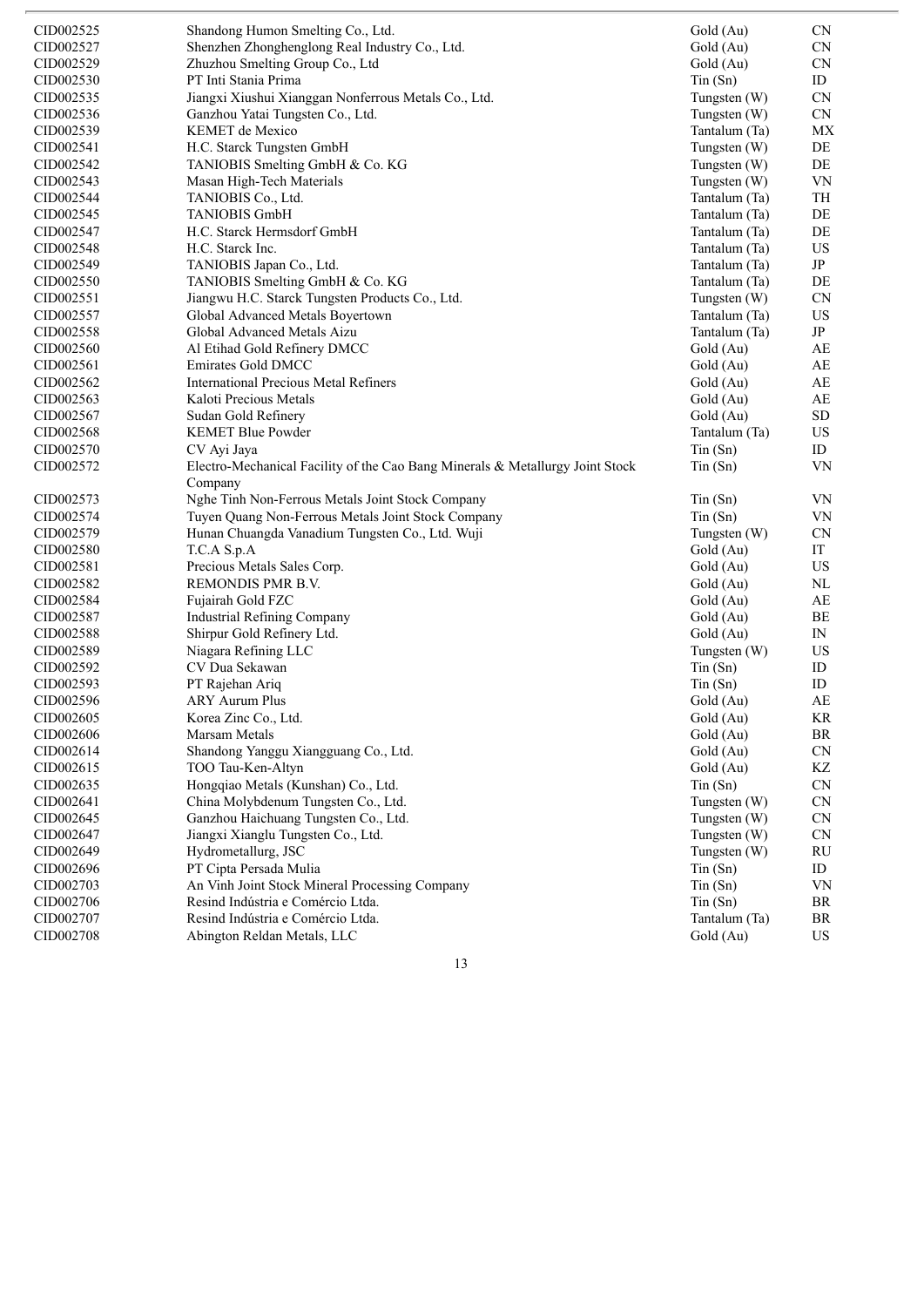| | | | |
|---|---|---|---|
| CID002525 | Shandong Humon Smelting Co., Ltd. | Gold (Au) | CN |
| CID002527 | Shenzhen Zhonghenglong Real Industry Co., Ltd. | Gold (Au) | CN |
| CID002529 | Zhuzhou Smelting Group Co., Ltd | Gold (Au) | CN |
| CID002530 | PT Inti Stania Prima | Tin (Sn) | ID |
| CID002535 | Jiangxi Xiushui Xianggan Nonferrous Metals Co., Ltd. | Tungsten (W) | CN |
| CID002536 | Ganzhou Yatai Tungsten Co., Ltd. | Tungsten (W) | CN |
| CID002539 | KEMET de Mexico | Tantalum (Ta) | MX |
| CID002541 | H.C. Starck Tungsten GmbH | Tungsten (W) | DE |
| CID002542 | TANIOBIS Smelting GmbH & Co. KG | Tungsten (W) | DE |
| CID002543 | Masan High-Tech Materials | Tungsten (W) | VN |
| CID002544 | TANIOBIS Co., Ltd. | Tantalum (Ta) | TH |
| CID002545 | TANIOBIS GmbH | Tantalum (Ta) | DE |
| CID002547 | H.C. Starck Hermsdorf GmbH | Tantalum (Ta) | DE |
| CID002548 | H.C. Starck Inc. | Tantalum (Ta) | US |
| CID002549 | TANIOBIS Japan Co., Ltd. | Tantalum (Ta) | JP |
| CID002550 | TANIOBIS Smelting GmbH & Co. KG | Tantalum (Ta) | DE |
| CID002551 | Jiangwu H.C. Starck Tungsten Products Co., Ltd. | Tungsten (W) | CN |
| CID002557 | Global Advanced Metals Boyertown | Tantalum (Ta) | US |
| CID002558 | Global Advanced Metals Aizu | Tantalum (Ta) | JP |
| CID002560 | Al Etihad Gold Refinery DMCC | Gold (Au) | AE |
| CID002561 | Emirates Gold DMCC | Gold (Au) | AE |
| CID002562 | International Precious Metal Refiners | Gold (Au) | AE |
| CID002563 | Kaloti Precious Metals | Gold (Au) | AE |
| CID002567 | Sudan Gold Refinery | Gold (Au) | SD |
| CID002568 | KEMET Blue Powder | Tantalum (Ta) | US |
| CID002570 | CV Ayi Jaya | Tin (Sn) | ID |
| CID002572 | Electro-Mechanical Facility of the Cao Bang Minerals & Metallurgy Joint Stock Company | Tin (Sn) | VN |
| CID002573 | Nghe Tinh Non-Ferrous Metals Joint Stock Company | Tin (Sn) | VN |
| CID002574 | Tuyen Quang Non-Ferrous Metals Joint Stock Company | Tin (Sn) | VN |
| CID002579 | Hunan Chuangda Vanadium Tungsten Co., Ltd. Wuji | Tungsten (W) | CN |
| CID002580 | T.C.A S.p.A | Gold (Au) | IT |
| CID002581 | Precious Metals Sales Corp. | Gold (Au) | US |
| CID002582 | REMONDIS PMR B.V. | Gold (Au) | NL |
| CID002584 | Fujairah Gold FZC | Gold (Au) | AE |
| CID002587 | Industrial Refining Company | Gold (Au) | BE |
| CID002588 | Shirpur Gold Refinery Ltd. | Gold (Au) | IN |
| CID002589 | Niagara Refining LLC | Tungsten (W) | US |
| CID002592 | CV Dua Sekawan | Tin (Sn) | ID |
| CID002593 | PT Rajehan Ariq | Tin (Sn) | ID |
| CID002596 | ARY Aurum Plus | Gold (Au) | AE |
| CID002605 | Korea Zinc Co., Ltd. | Gold (Au) | KR |
| CID002606 | Marsam Metals | Gold (Au) | BR |
| CID002614 | Shandong Yanggu Xiangguang Co., Ltd. | Gold (Au) | CN |
| CID002615 | TOO Tau-Ken-Altyn | Gold (Au) | KZ |
| CID002635 | Hongqiao Metals (Kunshan) Co., Ltd. | Tin (Sn) | CN |
| CID002641 | China Molybdenum Tungsten Co., Ltd. | Tungsten (W) | CN |
| CID002645 | Ganzhou Haichuang Tungsten Co., Ltd. | Tungsten (W) | CN |
| CID002647 | Jiangxi Xianglu Tungsten Co., Ltd. | Tungsten (W) | CN |
| CID002649 | Hydrometallurg, JSC | Tungsten (W) | RU |
| CID002696 | PT Cipta Persada Mulia | Tin (Sn) | ID |
| CID002703 | An Vinh Joint Stock Mineral Processing Company | Tin (Sn) | VN |
| CID002706 | Resind Indústria e Comércio Ltda. | Tin (Sn) | BR |
| CID002707 | Resind Indústria e Comércio Ltda. | Tantalum (Ta) | BR |
| CID002708 | Abington Reldan Metals, LLC | Gold (Au) | US |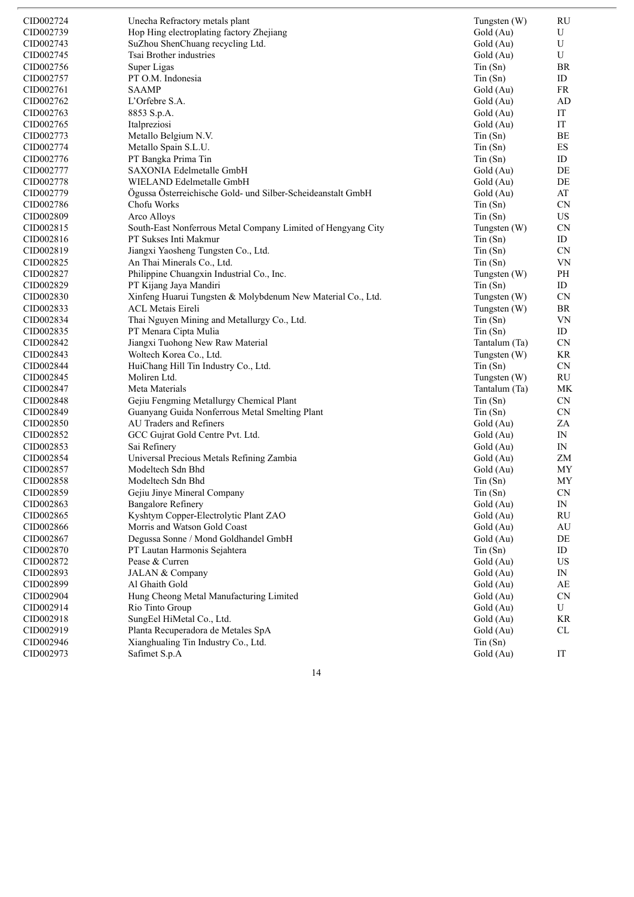| | | | |
|---|---|---|---|
| CID002724 | Unecha Refractory metals plant | Tungsten (W) | RU |
| CID002739 | Hop Hing electroplating factory Zhejiang | Gold (Au) | U |
| CID002743 | SuZhou ShenChuang recycling Ltd. | Gold (Au) | U |
| CID002745 | Tsai Brother industries | Gold (Au) | U |
| CID002756 | Super Ligas | Tin (Sn) | BR |
| CID002757 | PT O.M. Indonesia | Tin (Sn) | ID |
| CID002761 | SAAMP | Gold (Au) | FR |
| CID002762 | L'Orfebre S.A. | Gold (Au) | AD |
| CID002763 | 8853 S.p.A. | Gold (Au) | IT |
| CID002765 | Italpreziosi | Gold (Au) | IT |
| CID002773 | Metallo Belgium N.V. | Tin (Sn) | BE |
| CID002774 | Metallo Spain S.L.U. | Tin (Sn) | ES |
| CID002776 | PT Bangka Prima Tin | Tin (Sn) | ID |
| CID002777 | SAXONIA Edelmetalle GmbH | Gold (Au) | DE |
| CID002778 | WIELAND Edelmetalle GmbH | Gold (Au) | DE |
| CID002779 | Ögussa Österreichische Gold- und Silber-Scheideanstalt GmbH | Gold (Au) | AT |
| CID002786 | Chofu Works | Tin (Sn) | CN |
| CID002809 | Arco Alloys | Tin (Sn) | US |
| CID002815 | South-East Nonferrous Metal Company Limited of Hengyang City | Tungsten (W) | CN |
| CID002816 | PT Sukses Inti Makmur | Tin (Sn) | ID |
| CID002819 | Jiangxi Yaosheng Tungsten Co., Ltd. | Tin (Sn) | CN |
| CID002825 | An Thai Minerals Co., Ltd. | Tin (Sn) | VN |
| CID002827 | Philippine Chuangxin Industrial Co., Inc. | Tungsten (W) | PH |
| CID002829 | PT Kijang Jaya Mandiri | Tin (Sn) | ID |
| CID002830 | Xinfeng Huarui Tungsten & Molybdenum New Material Co., Ltd. | Tungsten (W) | CN |
| CID002833 | ACL Metais Eireli | Tungsten (W) | BR |
| CID002834 | Thai Nguyen Mining and Metallurgy Co., Ltd. | Tin (Sn) | VN |
| CID002835 | PT Menara Cipta Mulia | Tin (Sn) | ID |
| CID002842 | Jiangxi Tuohong New Raw Material | Tantalum (Ta) | CN |
| CID002843 | Woltech Korea Co., Ltd. | Tungsten (W) | KR |
| CID002844 | HuiChang Hill Tin Industry Co., Ltd. | Tin (Sn) | CN |
| CID002845 | Moliren Ltd. | Tungsten (W) | RU |
| CID002847 | Meta Materials | Tantalum (Ta) | MK |
| CID002848 | Gejiu Fengming Metallurgy Chemical Plant | Tin (Sn) | CN |
| CID002849 | Guanyang Guida Nonferrous Metal Smelting Plant | Tin (Sn) | CN |
| CID002850 | AU Traders and Refiners | Gold (Au) | ZA |
| CID002852 | GCC Gujrat Gold Centre Pvt. Ltd. | Gold (Au) | IN |
| CID002853 | Sai Refinery | Gold (Au) | IN |
| CID002854 | Universal Precious Metals Refining Zambia | Gold (Au) | ZM |
| CID002857 | Modeltech Sdn Bhd | Gold (Au) | MY |
| CID002858 | Modeltech Sdn Bhd | Tin (Sn) | MY |
| CID002859 | Gejiu Jinye Mineral Company | Tin (Sn) | CN |
| CID002863 | Bangalore Refinery | Gold (Au) | IN |
| CID002865 | Kyshtym Copper-Electrolytic Plant ZAO | Gold (Au) | RU |
| CID002866 | Morris and Watson Gold Coast | Gold (Au) | AU |
| CID002867 | Degussa Sonne / Mond Goldhandel GmbH | Gold (Au) | DE |
| CID002870 | PT Lautan Harmonis Sejahtera | Tin (Sn) | ID |
| CID002872 | Pease & Curren | Gold (Au) | US |
| CID002893 | JALAN & Company | Gold (Au) | IN |
| CID002899 | Al Ghaith Gold | Gold (Au) | AE |
| CID002904 | Hung Cheong Metal Manufacturing Limited | Gold (Au) | CN |
| CID002914 | Rio Tinto Group | Gold (Au) | U |
| CID002918 | SungEel HiMetal Co., Ltd. | Gold (Au) | KR |
| CID002919 | Planta Recuperadora de Metales SpA | Gold (Au) | CL |
| CID002946 | Xianghualing Tin Industry Co., Ltd. | Tin (Sn) | |
| CID002973 | Safimet S.p.A | Gold (Au) | IT |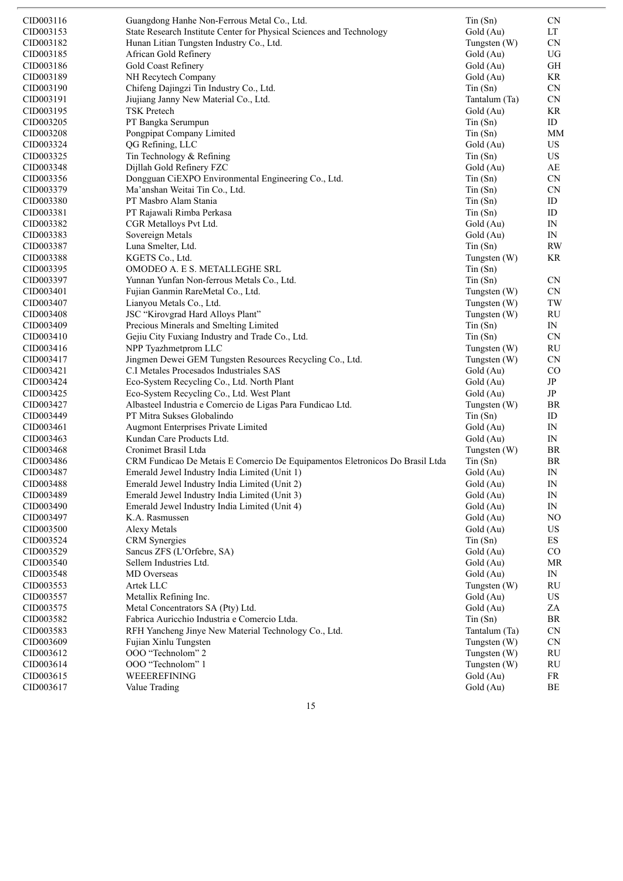| | | | |
|---|---|---|---|
| CID003116 | Guangdong Hanhe Non-Ferrous Metal Co., Ltd. | Tin (Sn) | CN |
| CID003153 | State Research Institute Center for Physical Sciences and Technology | Gold (Au) | LT |
| CID003182 | Hunan Litian Tungsten Industry Co., Ltd. | Tungsten (W) | CN |
| CID003185 | African Gold Refinery | Gold (Au) | UG |
| CID003186 | Gold Coast Refinery | Gold (Au) | GH |
| CID003189 | NH Recytech Company | Gold (Au) | KR |
| CID003190 | Chifeng Dajingzi Tin Industry Co., Ltd. | Tin (Sn) | CN |
| CID003191 | Jiujiang Janny New Material Co., Ltd. | Tantalum (Ta) | CN |
| CID003195 | TSK Pretech | Gold (Au) | KR |
| CID003205 | PT Bangka Serumpun | Tin (Sn) | ID |
| CID003208 | Pongpipat Company Limited | Tin (Sn) | MM |
| CID003324 | QG Refining, LLC | Gold (Au) | US |
| CID003325 | Tin Technology & Refining | Tin (Sn) | US |
| CID003348 | Dijllah Gold Refinery FZC | Gold (Au) | AE |
| CID003356 | Dongguan CiEXPO Environmental Engineering Co., Ltd. | Tin (Sn) | CN |
| CID003379 | Ma'anshan Weitai Tin Co., Ltd. | Tin (Sn) | CN |
| CID003380 | PT Masbro Alam Stania | Tin (Sn) | ID |
| CID003381 | PT Rajawali Rimba Perkasa | Tin (Sn) | ID |
| CID003382 | CGR Metalloys Pvt Ltd. | Gold (Au) | IN |
| CID003383 | Sovereign Metals | Gold (Au) | IN |
| CID003387 | Luna Smelter, Ltd. | Tin (Sn) | RW |
| CID003388 | KGETS Co., Ltd. | Tungsten (W) | KR |
| CID003395 | OMODEO A. E S. METALLEGHE SRL | Tin (Sn) | |
| CID003397 | Yunnan Yunfan Non-ferrous Metals Co., Ltd. | Tin (Sn) | CN |
| CID003401 | Fujian Ganmin RareMetal Co., Ltd. | Tungsten (W) | CN |
| CID003407 | Lianyou Metals Co., Ltd. | Tungsten (W) | TW |
| CID003408 | JSC "Kirovgrad Hard Alloys Plant" | Tungsten (W) | RU |
| CID003409 | Precious Minerals and Smelting Limited | Tin (Sn) | IN |
| CID003410 | Gejiu City Fuxiang Industry and Trade Co., Ltd. | Tin (Sn) | CN |
| CID003416 | NPP Tyazhmetprom LLC | Tungsten (W) | RU |
| CID003417 | Jingmen Dewei GEM Tungsten Resources Recycling Co., Ltd. | Tungsten (W) | CN |
| CID003421 | C.I Metales Procesados Industriales SAS | Gold (Au) | CO |
| CID003424 | Eco-System Recycling Co., Ltd. North Plant | Gold (Au) | JP |
| CID003425 | Eco-System Recycling Co., Ltd. West Plant | Gold (Au) | JP |
| CID003427 | Albasteel Industria e Comercio de Ligas Para Fundicao Ltd. | Tungsten (W) | BR |
| CID003449 | PT Mitra Sukses Globalindo | Tin (Sn) | ID |
| CID003461 | Augmont Enterprises Private Limited | Gold (Au) | IN |
| CID003463 | Kundan Care Products Ltd. | Gold (Au) | IN |
| CID003468 | Cronimet Brasil Ltda | Tungsten (W) | BR |
| CID003486 | CRM Fundicao De Metais E Comercio De Equipamentos Eletronicos Do Brasil Ltda | Tin (Sn) | BR |
| CID003487 | Emerald Jewel Industry India Limited (Unit 1) | Gold (Au) | IN |
| CID003488 | Emerald Jewel Industry India Limited (Unit 2) | Gold (Au) | IN |
| CID003489 | Emerald Jewel Industry India Limited (Unit 3) | Gold (Au) | IN |
| CID003490 | Emerald Jewel Industry India Limited (Unit 4) | Gold (Au) | IN |
| CID003497 | K.A. Rasmussen | Gold (Au) | NO |
| CID003500 | Alexy Metals | Gold (Au) | US |
| CID003524 | CRM Synergies | Tin (Sn) | ES |
| CID003529 | Sancus ZFS (L'Orfebre, SA) | Gold (Au) | CO |
| CID003540 | Sellem Industries Ltd. | Gold (Au) | MR |
| CID003548 | MD Overseas | Gold (Au) | IN |
| CID003553 | Artek LLC | Tungsten (W) | RU |
| CID003557 | Metallix Refining Inc. | Gold (Au) | US |
| CID003575 | Metal Concentrators SA (Pty) Ltd. | Gold (Au) | ZA |
| CID003582 | Fabrica Auricchio Industria e Comercio Ltda. | Tin (Sn) | BR |
| CID003583 | RFH Yancheng Jinye New Material Technology Co., Ltd. | Tantalum (Ta) | CN |
| CID003609 | Fujian Xinlu Tungsten | Tungsten (W) | CN |
| CID003612 | OOO "Technolom" 2 | Tungsten (W) | RU |
| CID003614 | OOO "Technolom" 1 | Tungsten (W) | RU |
| CID003615 | WEEEREFINING | Gold (Au) | FR |
| CID003617 | Value Trading | Gold (Au) | BE |